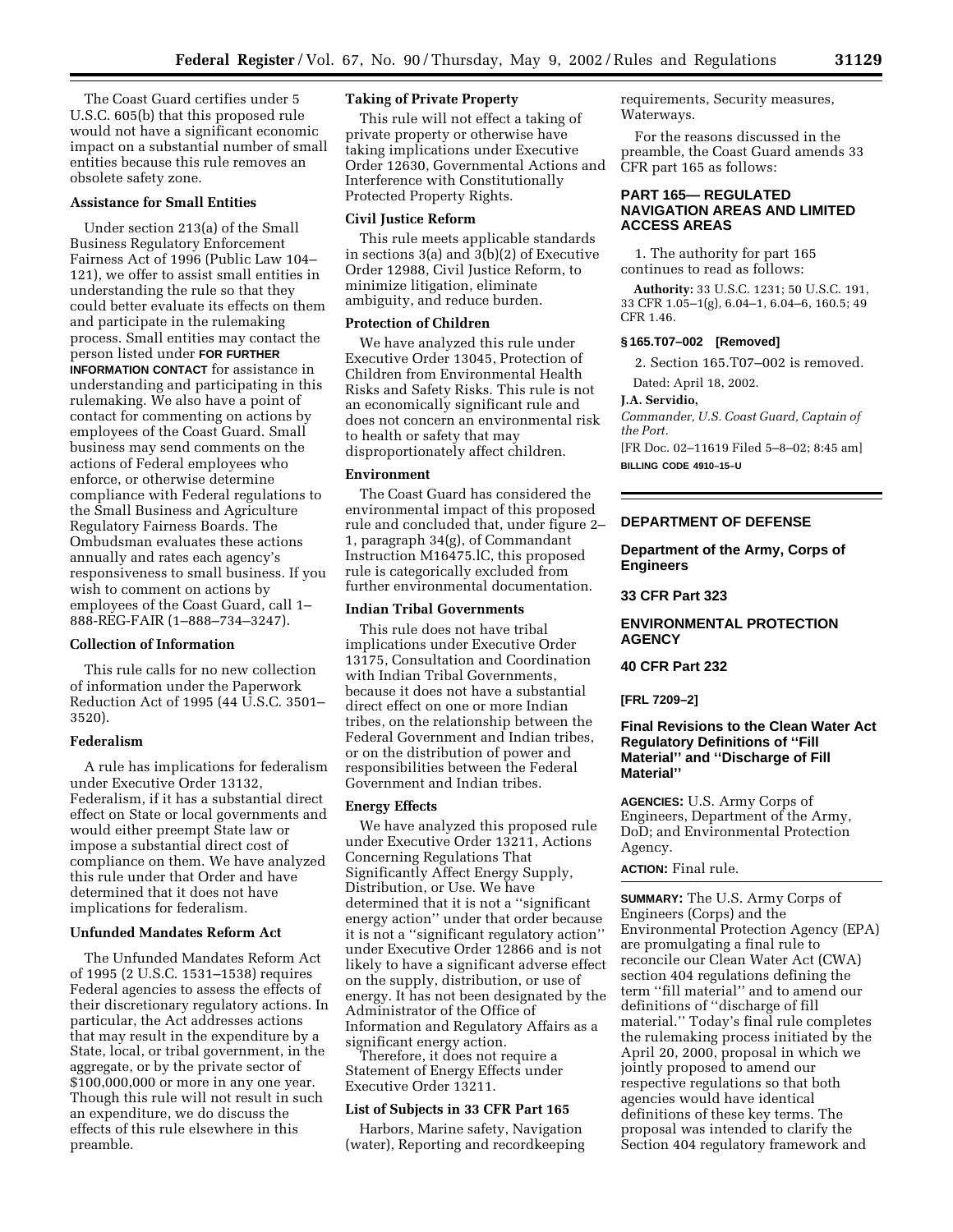The Coast Guard certifies under 5 U.S.C. 605(b) that this proposed rule would not have a significant economic impact on a substantial number of small entities because this rule removes an obsolete safety zone.

**Assistance for Small Entities**

Under section 213(a) of the Small Business Regulatory Enforcement Fairness Act of 1996 (Public Law 104–121), we offer to assist small entities in understanding the rule so that they could better evaluate its effects on them and participate in the rulemaking process. Small entities may contact the person listed under **FOR FURTHER INFORMATION CONTACT** for assistance in understanding and participating in this rulemaking. We also have a point of contact for commenting on actions by employees of the Coast Guard. Small business may send comments on the actions of Federal employees who enforce, or otherwise determine compliance with Federal regulations to the Small Business and Agriculture Regulatory Fairness Boards. The Ombudsman evaluates these actions annually and rates each agency's responsiveness to small business. If you wish to comment on actions by employees of the Coast Guard, call 1–888-REG-FAIR (1–888–734–3247).

**Collection of Information**

This rule calls for no new collection of information under the Paperwork Reduction Act of 1995 (44 U.S.C. 3501–3520).

**Federalism**

A rule has implications for federalism under Executive Order 13132, Federalism, if it has a substantial direct effect on State or local governments and would either preempt State law or impose a substantial direct cost of compliance on them. We have analyzed this rule under that Order and have determined that it does not have implications for federalism.

**Unfunded Mandates Reform Act**

The Unfunded Mandates Reform Act of 1995 (2 U.S.C. 1531–1538) requires Federal agencies to assess the effects of their discretionary regulatory actions. In particular, the Act addresses actions that may result in the expenditure by a State, local, or tribal government, in the aggregate, or by the private sector of $100,000,000 or more in any one year. Though this rule will not result in such an expenditure, we do discuss the effects of this rule elsewhere in this preamble.

**Taking of Private Property**

This rule will not effect a taking of private property or otherwise have taking implications under Executive Order 12630, Governmental Actions and Interference with Constitutionally Protected Property Rights.

**Civil Justice Reform**

This rule meets applicable standards in sections 3(a) and 3(b)(2) of Executive Order 12988, Civil Justice Reform, to minimize litigation, eliminate ambiguity, and reduce burden.

**Protection of Children**

We have analyzed this rule under Executive Order 13045, Protection of Children from Environmental Health Risks and Safety Risks. This rule is not an economically significant rule and does not concern an environmental risk to health or safety that may disproportionately affect children.

**Environment**

The Coast Guard has considered the environmental impact of this proposed rule and concluded that, under figure 2–1, paragraph 34(g), of Commandant Instruction M16475.lC, this proposed rule is categorically excluded from further environmental documentation.

**Indian Tribal Governments**

This rule does not have tribal implications under Executive Order 13175, Consultation and Coordination with Indian Tribal Governments, because it does not have a substantial direct effect on one or more Indian tribes, on the relationship between the Federal Government and Indian tribes, or on the distribution of power and responsibilities between the Federal Government and Indian tribes.

**Energy Effects**

We have analyzed this proposed rule under Executive Order 13211, Actions Concerning Regulations That Significantly Affect Energy Supply, Distribution, or Use. We have determined that it is not a ''significant energy action'' under that order because it is not a ''significant regulatory action'' under Executive Order 12866 and is not likely to have a significant adverse effect on the supply, distribution, or use of energy. It has not been designated by the Administrator of the Office of Information and Regulatory Affairs as a significant energy action.

Therefore, it does not require a Statement of Energy Effects under Executive Order 13211.

**List of Subjects in 33 CFR Part 165**

Harbors, Marine safety, Navigation (water), Reporting and recordkeeping requirements, Security measures, Waterways.

For the reasons discussed in the preamble, the Coast Guard amends 33 CFR part 165 as follows:

## PART 165— REGULATED NAVIGATION AREAS AND LIMITED ACCESS AREAS

1. The authority for part 165 continues to read as follows:

**Authority:** 33 U.S.C. 1231; 50 U.S.C. 191, 33 CFR 1.05–1(g), 6.04–1, 6.04–6, 160.5; 49 CFR 1.46.

**§ 165.T07–002 [Removed]**

2. Section 165.T07–002 is removed.

Dated: April 18, 2002.

**J.A. Servidio,**

*Commander, U.S. Coast Guard, Captain of the Port.*

[FR Doc. 02–11619 Filed 5–8–02; 8:45 am]

**BILLING CODE 4910–15–U**

---

## DEPARTMENT OF DEFENSE

### Department of the Army, Corps of Engineers

### 33 CFR Part 323

## ENVIRONMENTAL PROTECTION AGENCY

### 40 CFR Part 232

**[FRL 7209–2]**

### Final Revisions to the Clean Water Act Regulatory Definitions of ''Fill Material'' and ''Discharge of Fill Material''

**AGENCIES:** U.S. Army Corps of Engineers, Department of the Army, DoD; and Environmental Protection Agency.

**ACTION:** Final rule.

**SUMMARY:** The U.S. Army Corps of Engineers (Corps) and the Environmental Protection Agency (EPA) are promulgating a final rule to reconcile our Clean Water Act (CWA) section 404 regulations defining the term ''fill material'' and to amend our definitions of ''discharge of fill material.'' Today's final rule completes the rulemaking process initiated by the April 20, 2000, proposal in which we jointly proposed to amend our respective regulations so that both agencies would have identical definitions of these key terms. The proposal was intended to clarify the Section 404 regulatory framework and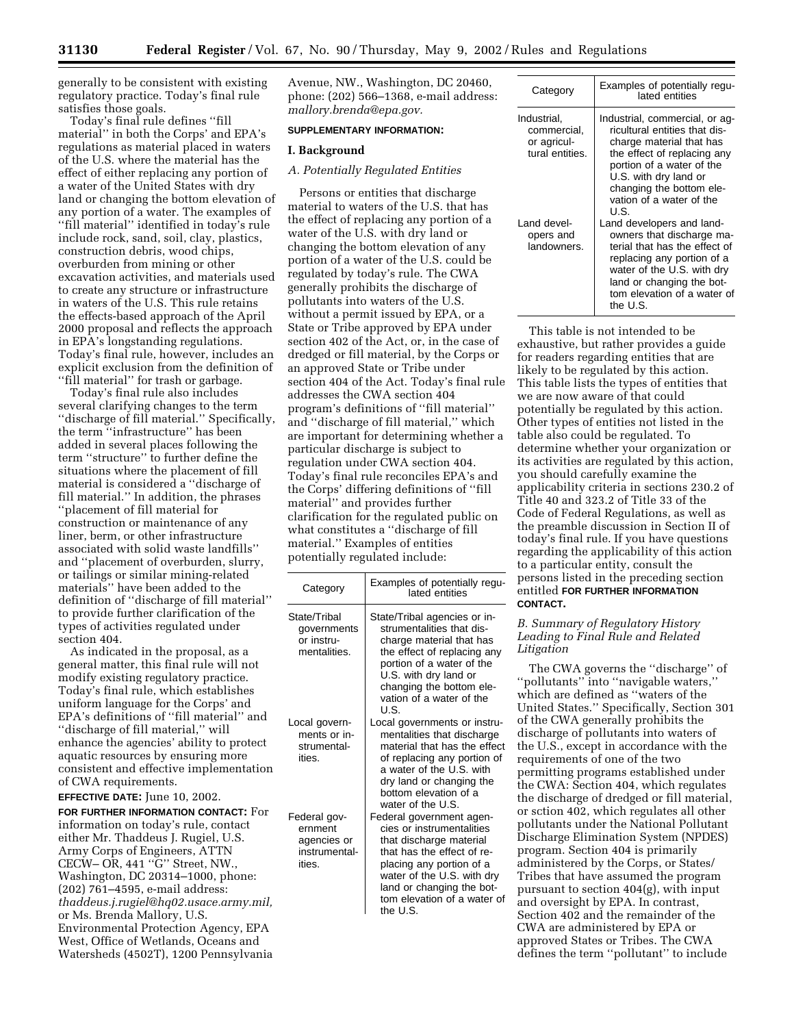generally to be consistent with existing regulatory practice. Today's final rule satisfies those goals.

Today's final rule defines ''fill material'' in both the Corps' and EPA's regulations as material placed in waters of the U.S. where the material has the effect of either replacing any portion of a water of the United States with dry land or changing the bottom elevation of any portion of a water. The examples of ''fill material'' identified in today's rule include rock, sand, soil, clay, plastics, construction debris, wood chips, overburden from mining or other excavation activities, and materials used to create any structure or infrastructure in waters of the U.S. This rule retains the effects-based approach of the April 2000 proposal and reflects the approach in EPA's longstanding regulations. Today's final rule, however, includes an explicit exclusion from the definition of ''fill material'' for trash or garbage.

Today's final rule also includes several clarifying changes to the term ''discharge of fill material.'' Specifically, the term ''infrastructure'' has been added in several places following the term ''structure'' to further define the situations where the placement of fill material is considered a ''discharge of fill material.'' In addition, the phrases ''placement of fill material for construction or maintenance of any liner, berm, or other infrastructure associated with solid waste landfills'' and ''placement of overburden, slurry, or tailings or similar mining-related materials'' have been added to the definition of ''discharge of fill material'' to provide further clarification of the types of activities regulated under section 404.

As indicated in the proposal, as a general matter, this final rule will not modify existing regulatory practice. Today's final rule, which establishes uniform language for the Corps' and EPA's definitions of ''fill material'' and ''discharge of fill material,'' will enhance the agencies' ability to protect aquatic resources by ensuring more consistent and effective implementation of CWA requirements.

**EFFECTIVE DATE:** June 10, 2002.

**FOR FURTHER INFORMATION CONTACT:** For information on today's rule, contact either Mr. Thaddeus J. Rugiel, U.S. Army Corps of Engineers, ATTN CECW– OR, 441 ''G'' Street, NW., Washington, DC 20314–1000, phone: (202) 761–4595, e-mail address: *thaddeus.j.rugiel@hq02.usace.army.mil,* or Ms. Brenda Mallory, U.S. Environmental Protection Agency, EPA West, Office of Wetlands, Oceans and Watersheds (4502T), 1200 Pennsylvania Avenue, NW., Washington, DC 20460, phone: (202) 566–1368, e-mail address: *mallory.brenda@epa.gov.*

**SUPPLEMENTARY INFORMATION:**

## I. Background

### *A. Potentially Regulated Entities*

Persons or entities that discharge material to waters of the U.S. that has the effect of replacing any portion of a water of the U.S. with dry land or changing the bottom elevation of any portion of a water of the U.S. could be regulated by today's rule. The CWA generally prohibits the discharge of pollutants into waters of the U.S. without a permit issued by EPA, or a State or Tribe approved by EPA under section 402 of the Act, or, in the case of dredged or fill material, by the Corps or an approved State or Tribe under section 404 of the Act. Today's final rule addresses the CWA section 404 program's definitions of ''fill material'' and ''discharge of fill material,'' which are important for determining whether a particular discharge is subject to regulation under CWA section 404. Today's final rule reconciles EPA's and the Corps' differing definitions of ''fill material'' and provides further clarification for the regulated public on what constitutes a ''discharge of fill material.'' Examples of entities potentially regulated include:

| Category | Examples of potentially regulated entities |
|---|---|
| State/Tribal governments or instrumentalities. | State/Tribal agencies or instrumentalities that discharge material that has the effect of replacing any portion of a water of the U.S. with dry land or changing the bottom elevation of a water of the U.S. |
| Local governments or instrumentalities. | Local governments or instrumentalities that discharge material that has the effect of replacing any portion of a water of the U.S. with dry land or changing the bottom elevation of a water of the U.S. |
| Federal government agencies or instrumentalities. | Federal government agencies or instrumentalities that discharge material that has the effect of replacing any portion of a water of the U.S. with dry land or changing the bottom elevation of a water of the U.S. |
| Industrial, commercial, or agricultural entities. | Industrial, commercial, or agricultural entities that discharge material that has the effect of replacing any portion of a water of the U.S. with dry land or changing the bottom elevation of a water of the U.S. |
| Land developers and landowners. | Land developers and landowners that discharge material that has the effect of replacing any portion of a water of the U.S. with dry land or changing the bottom elevation of a water of the U.S. |

This table is not intended to be exhaustive, but rather provides a guide for readers regarding entities that are likely to be regulated by this action. This table lists the types of entities that we are now aware of that could potentially be regulated by this action. Other types of entities not listed in the table also could be regulated. To determine whether your organization or its activities are regulated by this action, you should carefully examine the applicability criteria in sections 230.2 of Title 40 and 323.2 of Title 33 of the Code of Federal Regulations, as well as the preamble discussion in Section II of today's final rule. If you have questions regarding the applicability of this action to a particular entity, consult the persons listed in the preceding section entitled **FOR FURTHER INFORMATION CONTACT.**

### *B. Summary of Regulatory History Leading to Final Rule and Related Litigation*

The CWA governs the ''discharge'' of ''pollutants'' into ''navigable waters,'' which are defined as ''waters of the United States.'' Specifically, Section 301 of the CWA generally prohibits the discharge of pollutants into waters of the U.S., except in accordance with the requirements of one of the two permitting programs established under the CWA: Section 404, which regulates the discharge of dredged or fill material, or section 402, which regulates all other pollutants under the National Pollutant Discharge Elimination System (NPDES) program. Section 404 is primarily administered by the Corps, or States/Tribes that have assumed the program pursuant to section 404(g), with input and oversight by EPA. In contrast, Section 402 and the remainder of the CWA are administered by EPA or approved States or Tribes. The CWA defines the term ''pollutant'' to include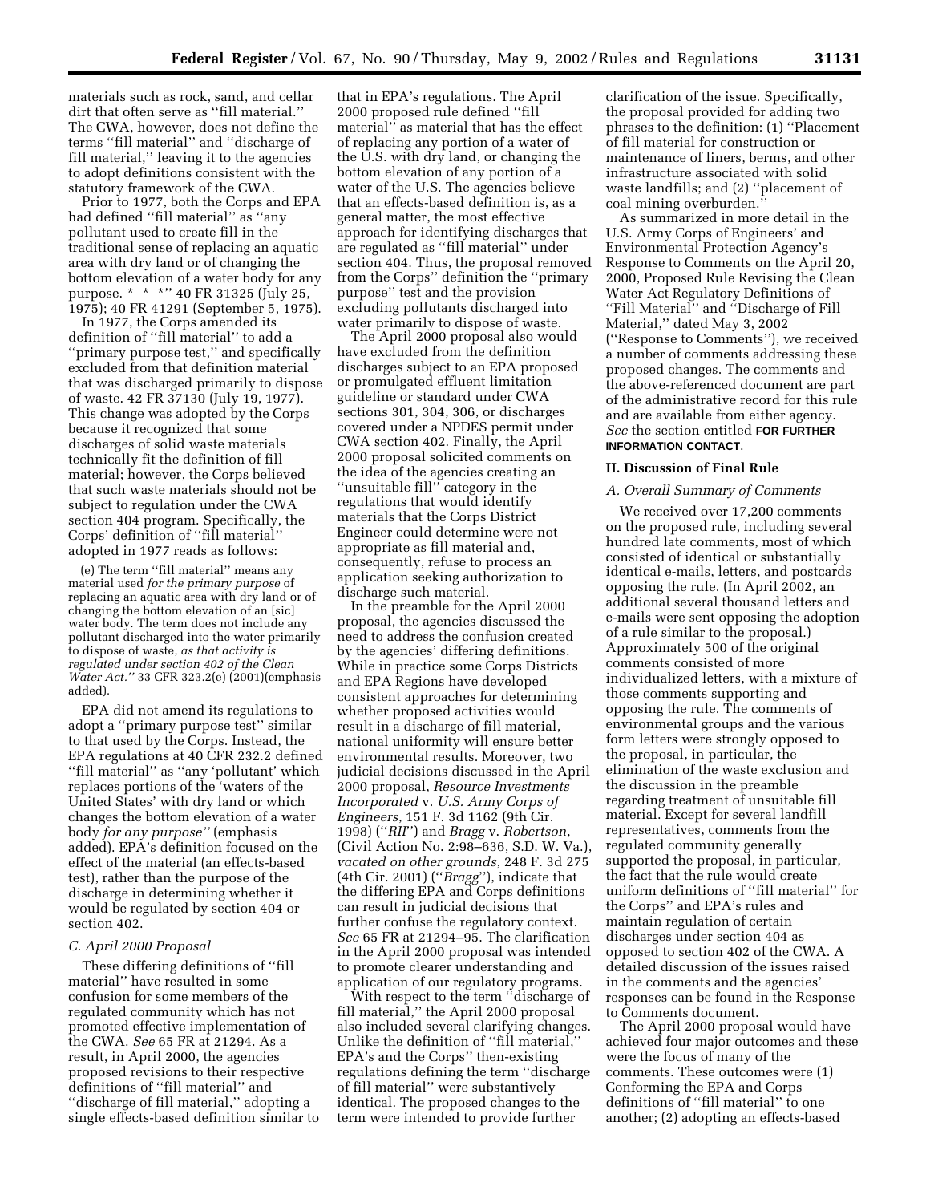materials such as rock, sand, and cellar dirt that often serve as ''fill material.'' The CWA, however, does not define the terms ''fill material'' and ''discharge of fill material,'' leaving it to the agencies to adopt definitions consistent with the statutory framework of the CWA.

Prior to 1977, both the Corps and EPA had defined ''fill material'' as ''any pollutant used to create fill in the traditional sense of replacing an aquatic area with dry land or of changing the bottom elevation of a water body for any purpose. * * *'' 40 FR 31325 (July 25, 1975); 40 FR 41291 (September 5, 1975).

In 1977, the Corps amended its definition of ''fill material'' to add a ''primary purpose test,'' and specifically excluded from that definition material that was discharged primarily to dispose of waste. 42 FR 37130 (July 19, 1977). This change was adopted by the Corps because it recognized that some discharges of solid waste materials technically fit the definition of fill material; however, the Corps believed that such waste materials should not be subject to regulation under the CWA section 404 program. Specifically, the Corps' definition of ''fill material'' adopted in 1977 reads as follows:

> (e) The term ''fill material'' means any material used *for the primary purpose* of replacing an aquatic area with dry land or of changing the bottom elevation of an [sic] water body. The term does not include any pollutant discharged into the water primarily to dispose of waste, *as that activity is regulated under section 402 of the Clean Water Act.''* 33 CFR 323.2(e) (2001)(emphasis added).

EPA did not amend its regulations to adopt a ''primary purpose test'' similar to that used by the Corps. Instead, the EPA regulations at 40 CFR 232.2 defined ''fill material'' as ''any 'pollutant' which replaces portions of the 'waters of the United States' with dry land or which changes the bottom elevation of a water body *for any purpose''* (emphasis added). EPA's definition focused on the effect of the material (an effects-based test), rather than the purpose of the discharge in determining whether it would be regulated by section 404 or section 402.

### C. April 2000 Proposal

These differing definitions of ''fill material'' have resulted in some confusion for some members of the regulated community which has not promoted effective implementation of the CWA. *See* 65 FR at 21294. As a result, in April 2000, the agencies proposed revisions to their respective definitions of ''fill material'' and ''discharge of fill material,'' adopting a single effects-based definition similar to that in EPA's regulations. The April 2000 proposed rule defined ''fill material'' as material that has the effect of replacing any portion of a water of the U.S. with dry land, or changing the bottom elevation of any portion of a water of the U.S. The agencies believe that an effects-based definition is, as a general matter, the most effective approach for identifying discharges that are regulated as ''fill material'' under section 404. Thus, the proposal removed from the Corps'' definition the ''primary purpose'' test and the provision excluding pollutants discharged into water primarily to dispose of waste.

The April 2000 proposal also would have excluded from the definition discharges subject to an EPA proposed or promulgated effluent limitation guideline or standard under CWA sections 301, 304, 306, or discharges covered under a NPDES permit under CWA section 402. Finally, the April 2000 proposal solicited comments on the idea of the agencies creating an ''unsuitable fill'' category in the regulations that would identify materials that the Corps District Engineer could determine were not appropriate as fill material and, consequently, refuse to process an application seeking authorization to discharge such material.

In the preamble for the April 2000 proposal, the agencies discussed the need to address the confusion created by the agencies' differing definitions. While in practice some Corps Districts and EPA Regions have developed consistent approaches for determining whether proposed activities would result in a discharge of fill material, national uniformity will ensure better environmental results. Moreover, two judicial decisions discussed in the April 2000 proposal, *Resource Investments Incorporated* v. *U.S. Army Corps of Engineers*, 151 F. 3d 1162 (9th Cir. 1998) (''*RII*'') and *Bragg* v. *Robertson*, (Civil Action No. 2:98–636, S.D. W. Va.), *vacated on other grounds*, 248 F. 3d 275 (4th Cir. 2001) (''*Bragg*''), indicate that the differing EPA and Corps definitions can result in judicial decisions that further confuse the regulatory context. *See* 65 FR at 21294–95. The clarification in the April 2000 proposal was intended to promote clearer understanding and application of our regulatory programs.

With respect to the term ''discharge of fill material,'' the April 2000 proposal also included several clarifying changes. Unlike the definition of ''fill material,'' EPA's and the Corps'' then-existing regulations defining the term ''discharge of fill material'' were substantively identical. The proposed changes to the term were intended to provide further clarification of the issue. Specifically, the proposal provided for adding two phrases to the definition: (1) ''Placement of fill material for construction or maintenance of liners, berms, and other infrastructure associated with solid waste landfills; and (2) ''placement of coal mining overburden.''

As summarized in more detail in the U.S. Army Corps of Engineers' and Environmental Protection Agency's Response to Comments on the April 20, 2000, Proposed Rule Revising the Clean Water Act Regulatory Definitions of ''Fill Material'' and ''Discharge of Fill Material,'' dated May 3, 2002 (''Response to Comments''), we received a number of comments addressing these proposed changes. The comments and the above-referenced document are part of the administrative record for this rule and are available from either agency. *See* the section entitled **FOR FURTHER INFORMATION CONTACT**.

## II. Discussion of Final Rule

### A. Overall Summary of Comments

We received over 17,200 comments on the proposed rule, including several hundred late comments, most of which consisted of identical or substantially identical e-mails, letters, and postcards opposing the rule. (In April 2002, an additional several thousand letters and e-mails were sent opposing the adoption of a rule similar to the proposal.) Approximately 500 of the original comments consisted of more individualized letters, with a mixture of those comments supporting and opposing the rule. The comments of environmental groups and the various form letters were strongly opposed to the proposal, in particular, the elimination of the waste exclusion and the discussion in the preamble regarding treatment of unsuitable fill material. Except for several landfill representatives, comments from the regulated community generally supported the proposal, in particular, the fact that the rule would create uniform definitions of ''fill material'' for the Corps'' and EPA's rules and maintain regulation of certain discharges under section 404 as opposed to section 402 of the CWA. A detailed discussion of the issues raised in the comments and the agencies' responses can be found in the Response to Comments document.

The April 2000 proposal would have achieved four major outcomes and these were the focus of many of the comments. These outcomes were (1) Conforming the EPA and Corps definitions of ''fill material'' to one another; (2) adopting an effects-based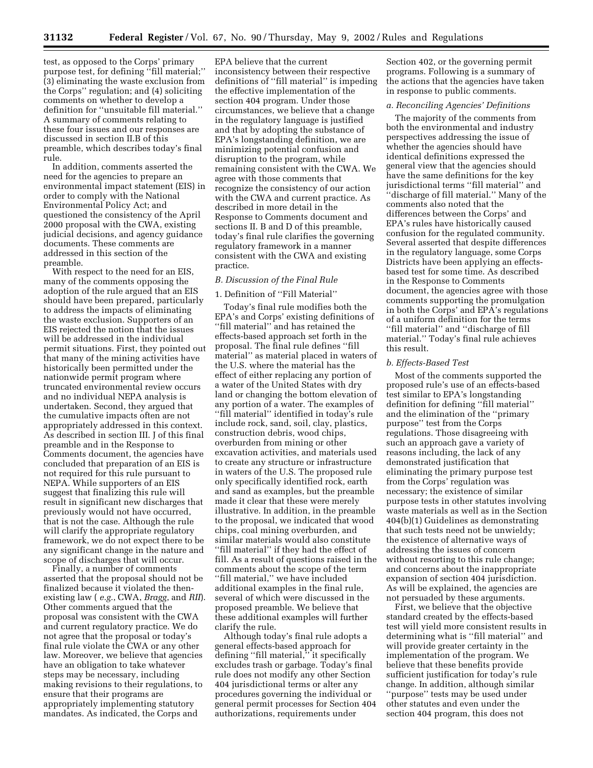test, as opposed to the Corps' primary purpose test, for defining ''fill material;'' (3) eliminating the waste exclusion from the Corps'' regulation; and (4) soliciting comments on whether to develop a definition for ''unsuitable fill material.'' A summary of comments relating to these four issues and our responses are discussed in section II.B of this preamble, which describes today's final rule.

In addition, comments asserted the need for the agencies to prepare an environmental impact statement (EIS) in order to comply with the National Environmental Policy Act; and questioned the consistency of the April 2000 proposal with the CWA, existing judicial decisions, and agency guidance documents. These comments are addressed in this section of the preamble.

With respect to the need for an EIS, many of the comments opposing the adoption of the rule argued that an EIS should have been prepared, particularly to address the impacts of eliminating the waste exclusion. Supporters of an EIS rejected the notion that the issues will be addressed in the individual permit situations. First, they pointed out that many of the mining activities have historically been permitted under the nationwide permit program where truncated environmental review occurs and no individual NEPA analysis is undertaken. Second, they argued that the cumulative impacts often are not appropriately addressed in this context. As described in section III. J of this final preamble and in the Response to Comments document, the agencies have concluded that preparation of an EIS is not required for this rule pursuant to NEPA. While supporters of an EIS suggest that finalizing this rule will result in significant new discharges that previously would not have occurred, that is not the case. Although the rule will clarify the appropriate regulatory framework, we do not expect there to be any significant change in the nature and scope of discharges that will occur.

Finally, a number of comments asserted that the proposal should not be finalized because it violated the then-existing law ( *e.g.*, CWA, *Bragg*, and *RII*). Other comments argued that the proposal was consistent with the CWA and current regulatory practice. We do not agree that the proposal or today's final rule violate the CWA or any other law. Moreover, we believe that agencies have an obligation to take whatever steps may be necessary, including making revisions to their regulations, to ensure that their programs are appropriately implementing statutory mandates. As indicated, the Corps and EPA believe that the current inconsistency between their respective definitions of ''fill material'' is impeding the effective implementation of the section 404 program. Under those circumstances, we believe that a change in the regulatory language is justified and that by adopting the substance of EPA's longstanding definition, we are minimizing potential confusion and disruption to the program, while remaining consistent with the CWA. We agree with those comments that recognize the consistency of our action with the CWA and current practice. As described in more detail in the Response to Comments document and sections II. B and D of this preamble, today's final rule clarifies the governing regulatory framework in a manner consistent with the CWA and existing practice.

### *B. Discussion of the Final Rule*

#### 1. Definition of ''Fill Material''

Today's final rule modifies both the EPA's and Corps' existing definitions of ''fill material'' and has retained the effects-based approach set forth in the proposal. The final rule defines ''fill material'' as material placed in waters of the U.S. where the material has the effect of either replacing any portion of a water of the United States with dry land or changing the bottom elevation of any portion of a water. The examples of ''fill material'' identified in today's rule include rock, sand, soil, clay, plastics, construction debris, wood chips, overburden from mining or other excavation activities, and materials used to create any structure or infrastructure in waters of the U.S. The proposed rule only specifically identified rock, earth and sand as examples, but the preamble made it clear that these were merely illustrative. In addition, in the preamble to the proposal, we indicated that wood chips, coal mining overburden, and similar materials would also constitute ''fill material'' if they had the effect of fill. As a result of questions raised in the comments about the scope of the term ''fill material,'' we have included additional examples in the final rule, several of which were discussed in the proposed preamble. We believe that these additional examples will further clarify the rule.

Although today's final rule adopts a general effects-based approach for defining ''fill material,'' it specifically excludes trash or garbage. Today's final rule does not modify any other Section 404 jurisdictional terms or alter any procedures governing the individual or general permit processes for Section 404 authorizations, requirements under Section 402, or the governing permit programs. Following is a summary of the actions that the agencies have taken in response to public comments.

#### *a. Reconciling Agencies' Definitions*

The majority of the comments from both the environmental and industry perspectives addressing the issue of whether the agencies should have identical definitions expressed the general view that the agencies should have the same definitions for the key jurisdictional terms ''fill material'' and ''discharge of fill material.'' Many of the comments also noted that the differences between the Corps' and EPA's rules have historically caused confusion for the regulated community. Several asserted that despite differences in the regulatory language, some Corps Districts have been applying an effects-based test for some time. As described in the Response to Comments document, the agencies agree with those comments supporting the promulgation in both the Corps' and EPA's regulations of a uniform definition for the terms ''fill material'' and ''discharge of fill material.'' Today's final rule achieves this result.

#### *b. Effects-Based Test*

Most of the comments supported the proposed rule's use of an effects-based test similar to EPA's longstanding definition for defining ''fill material'' and the elimination of the ''primary purpose'' test from the Corps regulations. Those disagreeing with such an approach gave a variety of reasons including, the lack of any demonstrated justification that eliminating the primary purpose test from the Corps' regulation was necessary; the existence of similar purpose tests in other statutes involving waste materials as well as in the Section 404(b)(1) Guidelines as demonstrating that such tests need not be unwieldy; the existence of alternative ways of addressing the issues of concern without resorting to this rule change; and concerns about the inappropriate expansion of section 404 jurisdiction. As will be explained, the agencies are not persuaded by these arguments.

First, we believe that the objective standard created by the effects-based test will yield more consistent results in determining what is ''fill material'' and will provide greater certainty in the implementation of the program. We believe that these benefits provide sufficient justification for today's rule change. In addition, although similar ''purpose'' tests may be used under other statutes and even under the section 404 program, this does not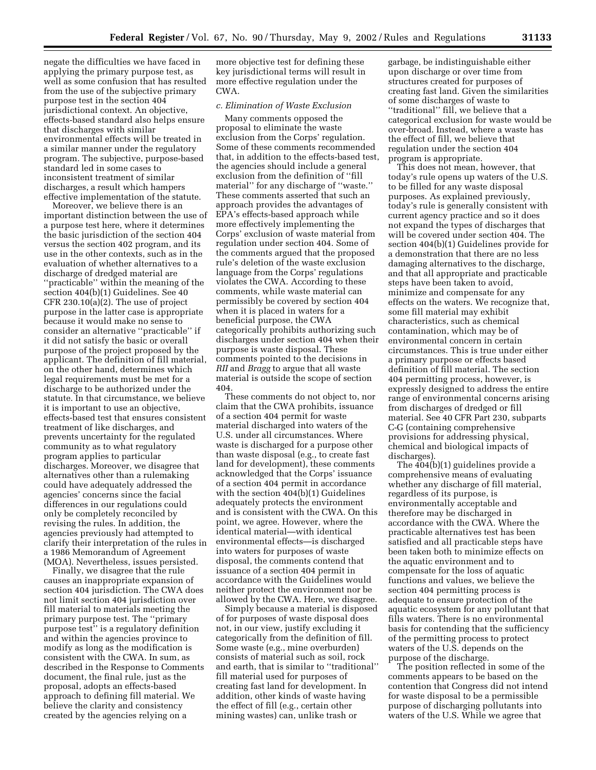negate the difficulties we have faced in applying the primary purpose test, as well as some confusion that has resulted from the use of the subjective primary purpose test in the section 404 jurisdictional context. An objective, effects-based standard also helps ensure that discharges with similar environmental effects will be treated in a similar manner under the regulatory program. The subjective, purpose-based standard led in some cases to inconsistent treatment of similar discharges, a result which hampers effective implementation of the statute.

Moreover, we believe there is an important distinction between the use of a purpose test here, where it determines the basic jurisdiction of the section 404 versus the section 402 program, and its use in the other contexts, such as in the evaluation of whether alternatives to a discharge of dredged material are "practicable" within the meaning of the section 404(b)(1) Guidelines. See 40 CFR 230.10(a)(2). The use of project purpose in the latter case is appropriate because it would make no sense to consider an alternative "practicable" if it did not satisfy the basic or overall purpose of the project proposed by the applicant. The definition of fill material, on the other hand, determines which legal requirements must be met for a discharge to be authorized under the statute. In that circumstance, we believe it is important to use an objective, effects-based test that ensures consistent treatment of like discharges, and prevents uncertainty for the regulated community as to what regulatory program applies to particular discharges. Moreover, we disagree that alternatives other than a rulemaking could have adequately addressed the agencies' concerns since the facial differences in our regulations could only be completely reconciled by revising the rules. In addition, the agencies previously had attempted to clarify their interpretation of the rules in a 1986 Memorandum of Agreement (MOA). Nevertheless, issues persisted.

Finally, we disagree that the rule causes an inappropriate expansion of section 404 jurisdiction. The CWA does not limit section 404 jurisdiction over fill material to materials meeting the primary purpose test. The "primary purpose test" is a regulatory definition and within the agencies province to modify as long as the modification is consistent with the CWA. In sum, as described in the Response to Comments document, the final rule, just as the proposal, adopts an effects-based approach to defining fill material. We believe the clarity and consistency created by the agencies relying on a more objective test for defining these key jurisdictional terms will result in more effective regulation under the CWA.

*c. Elimination of Waste Exclusion*

Many comments opposed the proposal to eliminate the waste exclusion from the Corps' regulation. Some of these comments recommended that, in addition to the effects-based test, the agencies should include a general exclusion from the definition of "fill material" for any discharge of "waste." These comments asserted that such an approach provides the advantages of EPA's effects-based approach while more effectively implementing the Corps' exclusion of waste material from regulation under section 404. Some of the comments argued that the proposed rule's deletion of the waste exclusion language from the Corps' regulations violates the CWA. According to these comments, while waste material can permissibly be covered by section 404 when it is placed in waters for a beneficial purpose, the CWA categorically prohibits authorizing such discharges under section 404 when their purpose is waste disposal. These comments pointed to the decisions in *RII* and *Bragg* to argue that all waste material is outside the scope of section 404.

These comments do not object to, nor claim that the CWA prohibits, issuance of a section 404 permit for waste material discharged into waters of the U.S. under all circumstances. Where waste is discharged for a purpose other than waste disposal (e.g., to create fast land for development), these comments acknowledged that the Corps' issuance of a section 404 permit in accordance with the section 404(b)(1) Guidelines adequately protects the environment and is consistent with the CWA. On this point, we agree. However, where the identical material—with identical environmental effects—is discharged into waters for purposes of waste disposal, the comments contend that issuance of a section 404 permit in accordance with the Guidelines would neither protect the environment nor be allowed by the CWA. Here, we disagree.

Simply because a material is disposed of for purposes of waste disposal does not, in our view, justify excluding it categorically from the definition of fill. Some waste (e.g., mine overburden) consists of material such as soil, rock and earth, that is similar to "traditional" fill material used for purposes of creating fast land for development. In addition, other kinds of waste having the effect of fill (e.g., certain other mining wastes) can, unlike trash or garbage, be indistinguishable either upon discharge or over time from structures created for purposes of creating fast land. Given the similarities of some discharges of waste to "traditional" fill, we believe that a categorical exclusion for waste would be over-broad. Instead, where a waste has the effect of fill, we believe that regulation under the section 404 program is appropriate.

This does not mean, however, that today's rule opens up waters of the U.S. to be filled for any waste disposal purposes. As explained previously, today's rule is generally consistent with current agency practice and so it does not expand the types of discharges that will be covered under section 404. The section 404(b)(1) Guidelines provide for a demonstration that there are no less damaging alternatives to the discharge, and that all appropriate and practicable steps have been taken to avoid, minimize and compensate for any effects on the waters. We recognize that, some fill material may exhibit characteristics, such as chemical contamination, which may be of environmental concern in certain circumstances. This is true under either a primary purpose or effects based definition of fill material. The section 404 permitting process, however, is expressly designed to address the entire range of environmental concerns arising from discharges of dredged or fill material. See 40 CFR Part 230, subparts C-G (containing comprehensive provisions for addressing physical, chemical and biological impacts of discharges).

The 404(b)(1) guidelines provide a comprehensive means of evaluating whether any discharge of fill material, regardless of its purpose, is environmentally acceptable and therefore may be discharged in accordance with the CWA. Where the practicable alternatives test has been satisfied and all practicable steps have been taken both to minimize effects on the aquatic environment and to compensate for the loss of aquatic functions and values, we believe the section 404 permitting process is adequate to ensure protection of the aquatic ecosystem for any pollutant that fills waters. There is no environmental basis for contending that the sufficiency of the permitting process to protect waters of the U.S. depends on the purpose of the discharge.

The position reflected in some of the comments appears to be based on the contention that Congress did not intend for waste disposal to be a permissible purpose of discharging pollutants into waters of the U.S. While we agree that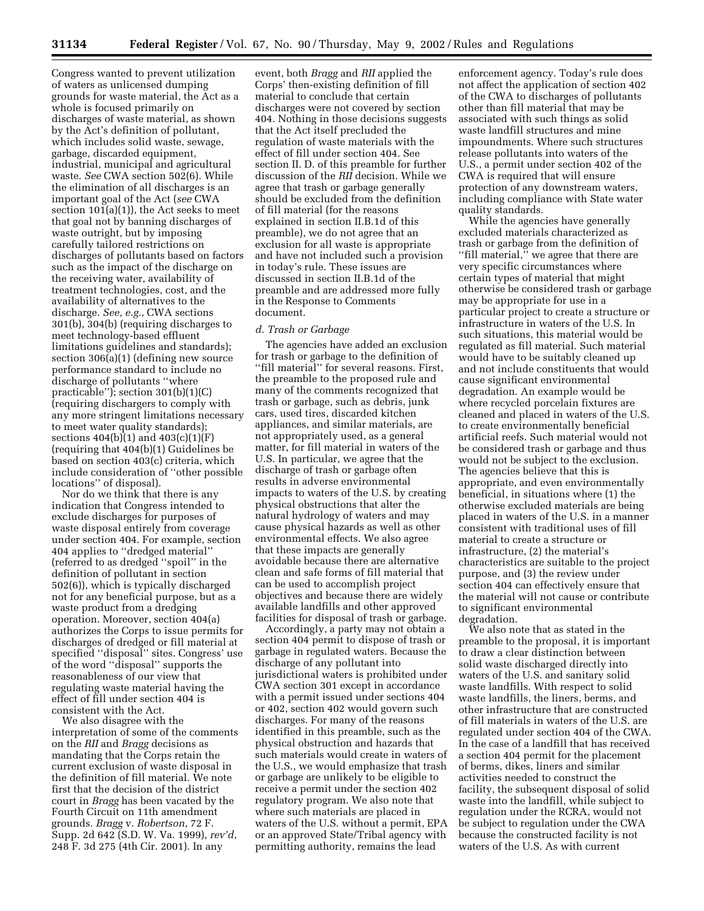Congress wanted to prevent utilization of waters as unlicensed dumping grounds for waste material, the Act as a whole is focused primarily on discharges of waste material, as shown by the Act's definition of pollutant, which includes solid waste, sewage, garbage, discarded equipment, industrial, municipal and agricultural waste. *See* CWA section 502(6). While the elimination of all discharges is an important goal of the Act (*see* CWA section 101(a)(1)), the Act seeks to meet that goal not by banning discharges of waste outright, but by imposing carefully tailored restrictions on discharges of pollutants based on factors such as the impact of the discharge on the receiving water, availability of treatment technologies, cost, and the availability of alternatives to the discharge. *See, e.g.*, CWA sections 301(b), 304(b) (requiring discharges to meet technology-based effluent limitations guidelines and standards); section 306(a)(1) (defining new source performance standard to include no discharge of pollutants ''where practicable''); section 301(b)(1)(C) (requiring dischargers to comply with any more stringent limitations necessary to meet water quality standards); sections 404(b)(1) and 403(c)(1)(F) (requiring that 404(b)(1) Guidelines be based on section 403(c) criteria, which include consideration of ''other possible locations'' of disposal).

Nor do we think that there is any indication that Congress intended to exclude discharges for purposes of waste disposal entirely from coverage under section 404. For example, section 404 applies to ''dredged material'' (referred to as dredged ''spoil'' in the definition of pollutant in section 502(6)), which is typically discharged not for any beneficial purpose, but as a waste product from a dredging operation. Moreover, section 404(a) authorizes the Corps to issue permits for discharges of dredged or fill material at specified ''disposal'' sites. Congress' use of the word ''disposal'' supports the reasonableness of our view that regulating waste material having the effect of fill under section 404 is consistent with the Act.

We also disagree with the interpretation of some of the comments on the *RII* and *Bragg* decisions as mandating that the Corps retain the current exclusion of waste disposal in the definition of fill material. We note first that the decision of the district court in *Bragg* has been vacated by the Fourth Circuit on 11th amendment grounds. *Bragg* v. *Robertson*, 72 F. Supp. 2d 642 (S.D. W. Va. 1999), *rev'd*, 248 F. 3d 275 (4th Cir. 2001). In any event, both *Bragg* and *RII* applied the Corps' then-existing definition of fill material to conclude that certain discharges were not covered by section 404. Nothing in those decisions suggests that the Act itself precluded the regulation of waste materials with the effect of fill under section 404. See section II. D. of this preamble for further discussion of the *RII* decision. While we agree that trash or garbage generally should be excluded from the definition of fill material (for the reasons explained in section II.B.1d of this preamble), we do not agree that an exclusion for all waste is appropriate and have not included such a provision in today's rule. These issues are discussed in section II.B.1d of the preamble and are addressed more fully in the Response to Comments document.

*d. Trash or Garbage*

The agencies have added an exclusion for trash or garbage to the definition of ''fill material'' for several reasons. First, the preamble to the proposed rule and many of the comments recognized that trash or garbage, such as debris, junk cars, used tires, discarded kitchen appliances, and similar materials, are not appropriately used, as a general matter, for fill material in waters of the U.S. In particular, we agree that the discharge of trash or garbage often results in adverse environmental impacts to waters of the U.S. by creating physical obstructions that alter the natural hydrology of waters and may cause physical hazards as well as other environmental effects. We also agree that these impacts are generally avoidable because there are alternative clean and safe forms of fill material that can be used to accomplish project objectives and because there are widely available landfills and other approved facilities for disposal of trash or garbage.

Accordingly, a party may not obtain a section 404 permit to dispose of trash or garbage in regulated waters. Because the discharge of any pollutant into jurisdictional waters is prohibited under CWA section 301 except in accordance with a permit issued under sections 404 or 402, section 402 would govern such discharges. For many of the reasons identified in this preamble, such as the physical obstruction and hazards that such materials would create in waters of the U.S., we would emphasize that trash or garbage are unlikely to be eligible to receive a permit under the section 402 regulatory program. We also note that where such materials are placed in waters of the U.S. without a permit, EPA or an approved State/Tribal agency with permitting authority, remains the lead enforcement agency. Today's rule does not affect the application of section 402 of the CWA to discharges of pollutants other than fill material that may be associated with such things as solid waste landfill structures and mine impoundments. Where such structures release pollutants into waters of the U.S., a permit under section 402 of the CWA is required that will ensure protection of any downstream waters, including compliance with State water quality standards.

While the agencies have generally excluded materials characterized as trash or garbage from the definition of ''fill material,'' we agree that there are very specific circumstances where certain types of material that might otherwise be considered trash or garbage may be appropriate for use in a particular project to create a structure or infrastructure in waters of the U.S. In such situations, this material would be regulated as fill material. Such material would have to be suitably cleaned up and not include constituents that would cause significant environmental degradation. An example would be where recycled porcelain fixtures are cleaned and placed in waters of the U.S. to create environmentally beneficial artificial reefs. Such material would not be considered trash or garbage and thus would not be subject to the exclusion. The agencies believe that this is appropriate, and even environmentally beneficial, in situations where (1) the otherwise excluded materials are being placed in waters of the U.S. in a manner consistent with traditional uses of fill material to create a structure or infrastructure, (2) the material's characteristics are suitable to the project purpose, and (3) the review under section 404 can effectively ensure that the material will not cause or contribute to significant environmental degradation.

We also note that as stated in the preamble to the proposal, it is important to draw a clear distinction between solid waste discharged directly into waters of the U.S. and sanitary solid waste landfills. With respect to solid waste landfills, the liners, berms, and other infrastructure that are constructed of fill materials in waters of the U.S. are regulated under section 404 of the CWA. In the case of a landfill that has received a section 404 permit for the placement of berms, dikes, liners and similar activities needed to construct the facility, the subsequent disposal of solid waste into the landfill, while subject to regulation under the RCRA, would not be subject to regulation under the CWA because the constructed facility is not waters of the U.S. As with current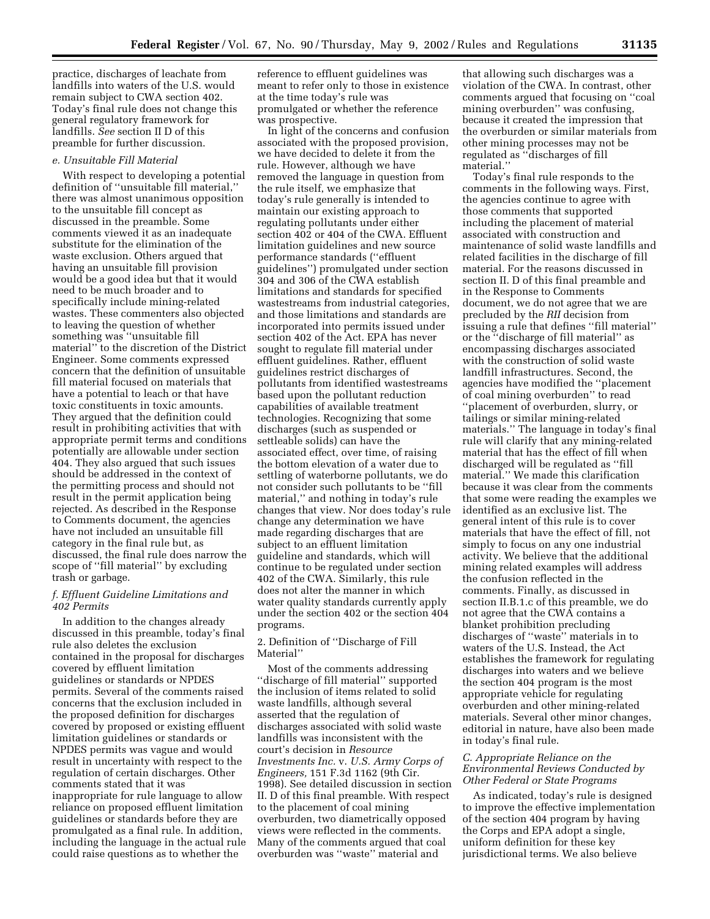practice, discharges of leachate from landfills into waters of the U.S. would remain subject to CWA section 402. Today's final rule does not change this general regulatory framework for landfills. *See* section II D of this preamble for further discussion.

#### *e. Unsuitable Fill Material*

With respect to developing a potential definition of ''unsuitable fill material,'' there was almost unanimous opposition to the unsuitable fill concept as discussed in the preamble. Some comments viewed it as an inadequate substitute for the elimination of the waste exclusion. Others argued that having an unsuitable fill provision would be a good idea but that it would need to be much broader and to specifically include mining-related wastes. These commenters also objected to leaving the question of whether something was ''unsuitable fill material'' to the discretion of the District Engineer. Some comments expressed concern that the definition of unsuitable fill material focused on materials that have a potential to leach or that have toxic constituents in toxic amounts. They argued that the definition could result in prohibiting activities that with appropriate permit terms and conditions potentially are allowable under section 404. They also argued that such issues should be addressed in the context of the permitting process and should not result in the permit application being rejected. As described in the Response to Comments document, the agencies have not included an unsuitable fill category in the final rule but, as discussed, the final rule does narrow the scope of ''fill material'' by excluding trash or garbage.

#### *f. Effluent Guideline Limitations and 402 Permits*

In addition to the changes already discussed in this preamble, today's final rule also deletes the exclusion contained in the proposal for discharges covered by effluent limitation guidelines or standards or NPDES permits. Several of the comments raised concerns that the exclusion included in the proposed definition for discharges covered by proposed or existing effluent limitation guidelines or standards or NPDES permits was vague and would result in uncertainty with respect to the regulation of certain discharges. Other comments stated that it was inappropriate for rule language to allow reliance on proposed effluent limitation guidelines or standards before they are promulgated as a final rule. In addition, including the language in the actual rule could raise questions as to whether the reference to effluent guidelines was meant to refer only to those in existence at the time today's rule was promulgated or whether the reference was prospective.

In light of the concerns and confusion associated with the proposed provision, we have decided to delete it from the rule. However, although we have removed the language in question from the rule itself, we emphasize that today's rule generally is intended to maintain our existing approach to regulating pollutants under either section 402 or 404 of the CWA. Effluent limitation guidelines and new source performance standards (''effluent guidelines'') promulgated under section 304 and 306 of the CWA establish limitations and standards for specified wastestreams from industrial categories, and those limitations and standards are incorporated into permits issued under section 402 of the Act. EPA has never sought to regulate fill material under effluent guidelines. Rather, effluent guidelines restrict discharges of pollutants from identified wastestreams based upon the pollutant reduction capabilities of available treatment technologies. Recognizing that some discharges (such as suspended or settleable solids) can have the associated effect, over time, of raising the bottom elevation of a water due to settling of waterborne pollutants, we do not consider such pollutants to be ''fill material,'' and nothing in today's rule changes that view. Nor does today's rule change any determination we have made regarding discharges that are subject to an effluent limitation guideline and standards, which will continue to be regulated under section 402 of the CWA. Similarly, this rule does not alter the manner in which water quality standards currently apply under the section 402 or the section 404 programs.

### 2. Definition of ''Discharge of Fill Material''

Most of the comments addressing ''discharge of fill material'' supported the inclusion of items related to solid waste landfills, although several asserted that the regulation of discharges associated with solid waste landfills was inconsistent with the court's decision in *Resource Investments Inc.* v. *U.S. Army Corps of Engineers,* 151 F.3d 1162 (9th Cir. 1998). See detailed discussion in section II. D of this final preamble. With respect to the placement of coal mining overburden, two diametrically opposed views were reflected in the comments. Many of the comments argued that coal overburden was ''waste'' material and that allowing such discharges was a violation of the CWA. In contrast, other comments argued that focusing on ''coal mining overburden'' was confusing, because it created the impression that the overburden or similar materials from other mining processes may not be regulated as ''discharges of fill material.''

Today's final rule responds to the comments in the following ways. First, the agencies continue to agree with those comments that supported including the placement of material associated with construction and maintenance of solid waste landfills and related facilities in the discharge of fill material. For the reasons discussed in section II. D of this final preamble and in the Response to Comments document, we do not agree that we are precluded by the *RII* decision from issuing a rule that defines ''fill material'' or the ''discharge of fill material'' as encompassing discharges associated with the construction of solid waste landfill infrastructures. Second, the agencies have modified the ''placement of coal mining overburden'' to read ''placement of overburden, slurry, or tailings or similar mining-related materials.'' The language in today's final rule will clarify that any mining-related material that has the effect of fill when discharged will be regulated as ''fill material.'' We made this clarification because it was clear from the comments that some were reading the examples we identified as an exclusive list. The general intent of this rule is to cover materials that have the effect of fill, not simply to focus on any one industrial activity. We believe that the additional mining related examples will address the confusion reflected in the comments. Finally, as discussed in section II.B.1.c of this preamble, we do not agree that the CWA contains a blanket prohibition precluding discharges of ''waste'' materials in to waters of the U.S. Instead, the Act establishes the framework for regulating discharges into waters and we believe the section 404 program is the most appropriate vehicle for regulating overburden and other mining-related materials. Several other minor changes, editorial in nature, have also been made in today's final rule.

## *C. Appropriate Reliance on the Environmental Reviews Conducted by Other Federal or State Programs*

As indicated, today's rule is designed to improve the effective implementation of the section 404 program by having the Corps and EPA adopt a single, uniform definition for these key jurisdictional terms. We also believe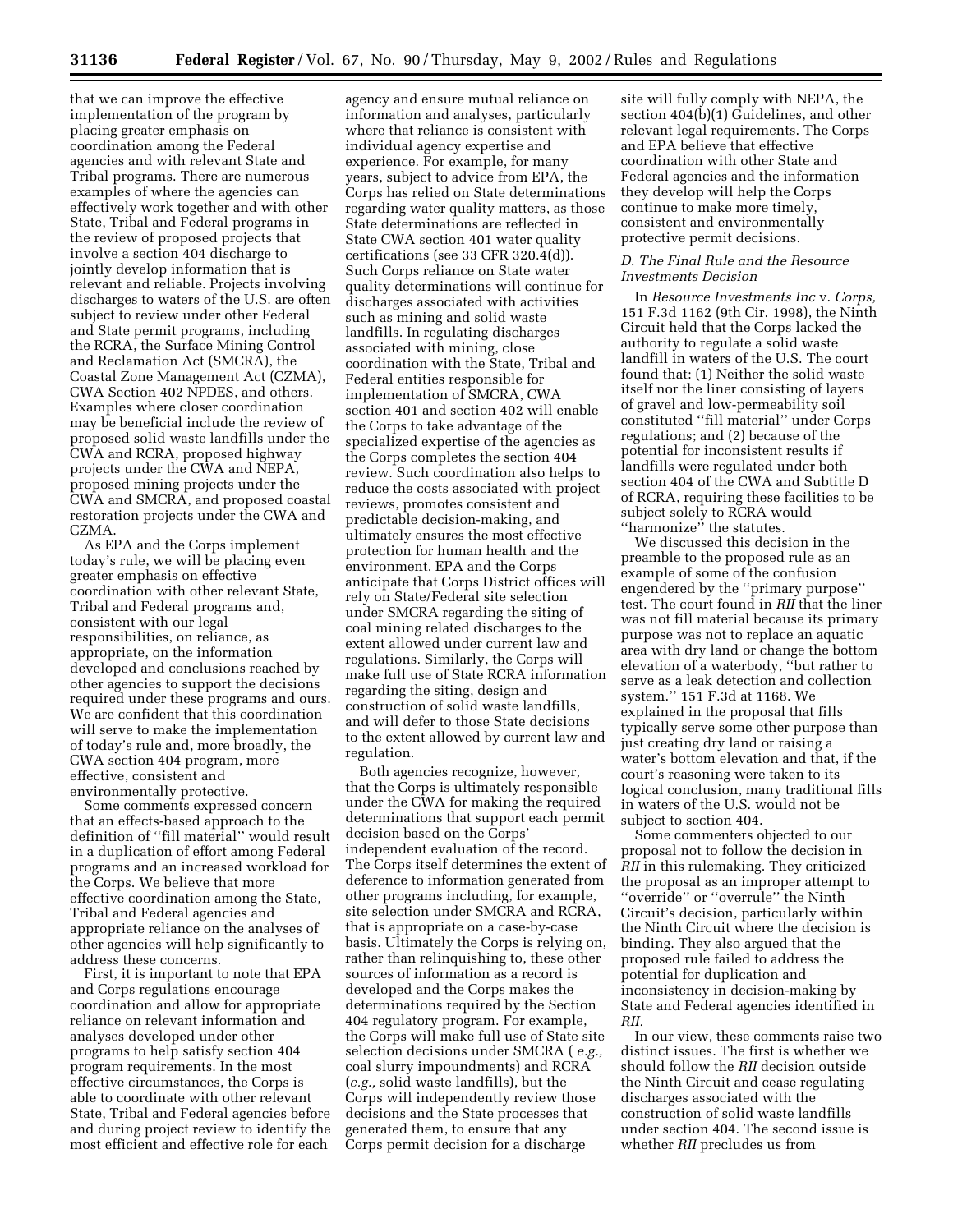that we can improve the effective implementation of the program by placing greater emphasis on coordination among the Federal agencies and with relevant State and Tribal programs. There are numerous examples of where the agencies can effectively work together and with other State, Tribal and Federal programs in the review of proposed projects that involve a section 404 discharge to jointly develop information that is relevant and reliable. Projects involving discharges to waters of the U.S. are often subject to review under other Federal and State permit programs, including the RCRA, the Surface Mining Control and Reclamation Act (SMCRA), the Coastal Zone Management Act (CZMA), CWA Section 402 NPDES, and others. Examples where closer coordination may be beneficial include the review of proposed solid waste landfills under the CWA and RCRA, proposed highway projects under the CWA and NEPA, proposed mining projects under the CWA and SMCRA, and proposed coastal restoration projects under the CWA and CZMA.

As EPA and the Corps implement today's rule, we will be placing even greater emphasis on effective coordination with other relevant State, Tribal and Federal programs and, consistent with our legal responsibilities, on reliance, as appropriate, on the information developed and conclusions reached by other agencies to support the decisions required under these programs and ours. We are confident that this coordination will serve to make the implementation of today's rule and, more broadly, the CWA section 404 program, more effective, consistent and environmentally protective.

Some comments expressed concern that an effects-based approach to the definition of ''fill material'' would result in a duplication of effort among Federal programs and an increased workload for the Corps. We believe that more effective coordination among the State, Tribal and Federal agencies and appropriate reliance on the analyses of other agencies will help significantly to address these concerns.

First, it is important to note that EPA and Corps regulations encourage coordination and allow for appropriate reliance on relevant information and analyses developed under other programs to help satisfy section 404 program requirements. In the most effective circumstances, the Corps is able to coordinate with other relevant State, Tribal and Federal agencies before and during project review to identify the most efficient and effective role for each agency and ensure mutual reliance on information and analyses, particularly where that reliance is consistent with individual agency expertise and experience. For example, for many years, subject to advice from EPA, the Corps has relied on State determinations regarding water quality matters, as those State determinations are reflected in State CWA section 401 water quality certifications (see 33 CFR 320.4(d)). Such Corps reliance on State water quality determinations will continue for discharges associated with activities such as mining and solid waste landfills. In regulating discharges associated with mining, close coordination with the State, Tribal and Federal entities responsible for implementation of SMCRA, CWA section 401 and section 402 will enable the Corps to take advantage of the specialized expertise of the agencies as the Corps completes the section 404 review. Such coordination also helps to reduce the costs associated with project reviews, promotes consistent and predictable decision-making, and ultimately ensures the most effective protection for human health and the environment. EPA and the Corps anticipate that Corps District offices will rely on State/Federal site selection under SMCRA regarding the siting of coal mining related discharges to the extent allowed under current law and regulations. Similarly, the Corps will make full use of State RCRA information regarding the siting, design and construction of solid waste landfills, and will defer to those State decisions to the extent allowed by current law and regulation.

Both agencies recognize, however, that the Corps is ultimately responsible under the CWA for making the required determinations that support each permit decision based on the Corps' independent evaluation of the record. The Corps itself determines the extent of deference to information generated from other programs including, for example, site selection under SMCRA and RCRA, that is appropriate on a case-by-case basis. Ultimately the Corps is relying on, rather than relinquishing to, these other sources of information as a record is developed and the Corps makes the determinations required by the Section 404 regulatory program. For example, the Corps will make full use of State site selection decisions under SMCRA ( *e.g.,* coal slurry impoundments) and RCRA (*e.g.,* solid waste landfills), but the Corps will independently review those decisions and the State processes that generated them, to ensure that any Corps permit decision for a discharge site will fully comply with NEPA, the section 404(b)(1) Guidelines, and other relevant legal requirements. The Corps and EPA believe that effective coordination with other State and Federal agencies and the information they develop will help the Corps continue to make more timely, consistent and environmentally protective permit decisions.

### *D. The Final Rule and the Resource Investments Decision*

In *Resource Investments Inc* v. *Corps,* 151 F.3d 1162 (9th Cir. 1998), the Ninth Circuit held that the Corps lacked the authority to regulate a solid waste landfill in waters of the U.S. The court found that: (1) Neither the solid waste itself nor the liner consisting of layers of gravel and low-permeability soil constituted ''fill material'' under Corps regulations; and (2) because of the potential for inconsistent results if landfills were regulated under both section 404 of the CWA and Subtitle D of RCRA, requiring these facilities to be subject solely to RCRA would ''harmonize'' the statutes.

We discussed this decision in the preamble to the proposed rule as an example of some of the confusion engendered by the ''primary purpose'' test. The court found in *RII* that the liner was not fill material because its primary purpose was not to replace an aquatic area with dry land or change the bottom elevation of a waterbody, ''but rather to serve as a leak detection and collection system.'' 151 F.3d at 1168. We explained in the proposal that fills typically serve some other purpose than just creating dry land or raising a water's bottom elevation and that, if the court's reasoning were taken to its logical conclusion, many traditional fills in waters of the U.S. would not be subject to section 404.

Some commenters objected to our proposal not to follow the decision in *RII* in this rulemaking. They criticized the proposal as an improper attempt to ''override'' or ''overrule'' the Ninth Circuit's decision, particularly within the Ninth Circuit where the decision is binding. They also argued that the proposed rule failed to address the potential for duplication and inconsistency in decision-making by State and Federal agencies identified in *RII.*

In our view, these comments raise two distinct issues. The first is whether we should follow the *RII* decision outside the Ninth Circuit and cease regulating discharges associated with the construction of solid waste landfills under section 404. The second issue is whether *RII* precludes us from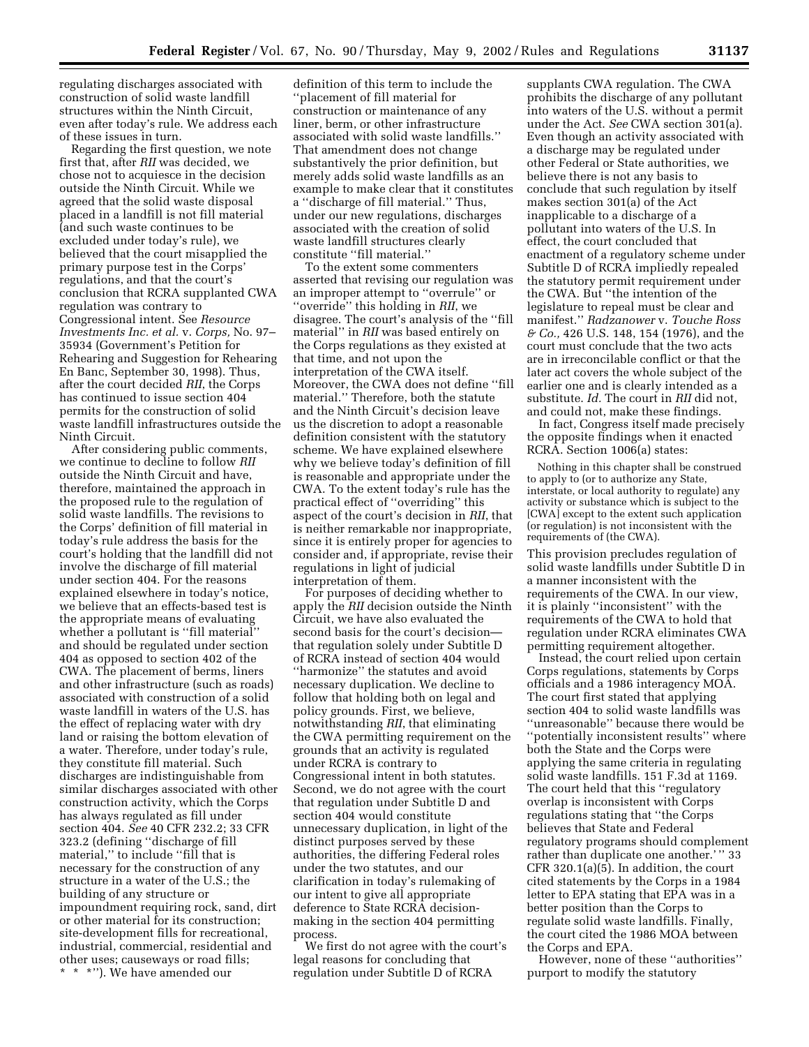regulating discharges associated with construction of solid waste landfill structures within the Ninth Circuit, even after today's rule. We address each of these issues in turn.

Regarding the first question, we note first that, after *RII* was decided, we chose not to acquiesce in the decision outside the Ninth Circuit. While we agreed that the solid waste disposal placed in a landfill is not fill material (and such waste continues to be excluded under today's rule), we believed that the court misapplied the primary purpose test in the Corps' regulations, and that the court's conclusion that RCRA supplanted CWA regulation was contrary to Congressional intent. See *Resource Investments Inc. et al.* v. *Corps,* No. 97–35934 (Government's Petition for Rehearing and Suggestion for Rehearing En Banc, September 30, 1998). Thus, after the court decided *RII*, the Corps has continued to issue section 404 permits for the construction of solid waste landfill infrastructures outside the Ninth Circuit.

After considering public comments, we continue to decline to follow *RII* outside the Ninth Circuit and have, therefore, maintained the approach in the proposed rule to the regulation of solid waste landfills. The revisions to the Corps' definition of fill material in today's rule address the basis for the court's holding that the landfill did not involve the discharge of fill material under section 404. For the reasons explained elsewhere in today's notice, we believe that an effects-based test is the appropriate means of evaluating whether a pollutant is "fill material" and should be regulated under section 404 as opposed to section 402 of the CWA. The placement of berms, liners and other infrastructure (such as roads) associated with construction of a solid waste landfill in waters of the U.S. has the effect of replacing water with dry land or raising the bottom elevation of a water. Therefore, under today's rule, they constitute fill material. Such discharges are indistinguishable from similar discharges associated with other construction activity, which the Corps has always regulated as fill under section 404. *See* 40 CFR 232.2; 33 CFR 323.2 (defining "discharge of fill material," to include "fill that is necessary for the construction of any structure in a water of the U.S.; the building of any structure or impoundment requiring rock, sand, dirt or other material for its construction; site-development fills for recreational, industrial, commercial, residential and other uses; causeways or road fills; * * *"). We have amended our definition of this term to include the "placement of fill material for construction or maintenance of any liner, berm, or other infrastructure associated with solid waste landfills." That amendment does not change substantively the prior definition, but merely adds solid waste landfills as an example to make clear that it constitutes a "discharge of fill material." Thus, under our new regulations, discharges associated with the creation of solid waste landfill structures clearly constitute "fill material."

To the extent some commenters asserted that revising our regulation was an improper attempt to "overrule" or "override" this holding in *RII*, we disagree. The court's analysis of the "fill material" in *RII* was based entirely on the Corps regulations as they existed at that time, and not upon the interpretation of the CWA itself. Moreover, the CWA does not define "fill material." Therefore, both the statute and the Ninth Circuit's decision leave us the discretion to adopt a reasonable definition consistent with the statutory scheme. We have explained elsewhere why we believe today's definition of fill is reasonable and appropriate under the CWA. To the extent today's rule has the practical effect of "overriding" this aspect of the court's decision in *RII*, that is neither remarkable nor inappropriate, since it is entirely proper for agencies to consider and, if appropriate, revise their regulations in light of judicial interpretation of them.

For purposes of deciding whether to apply the *RII* decision outside the Ninth Circuit, we have also evaluated the second basis for the court's decision—that regulation solely under Subtitle D of RCRA instead of section 404 would "harmonize" the statutes and avoid necessary duplication. We decline to follow that holding both on legal and policy grounds. First, we believe, notwithstanding *RII*, that eliminating the CWA permitting requirement on the grounds that an activity is regulated under RCRA is contrary to Congressional intent in both statutes. Second, we do not agree with the court that regulation under Subtitle D and section 404 would constitute unnecessary duplication, in light of the distinct purposes served by these authorities, the differing Federal roles under the two statutes, and our clarification in today's rulemaking of our intent to give all appropriate deference to State RCRA decision-making in the section 404 permitting process.

We first do not agree with the court's legal reasons for concluding that regulation under Subtitle D of RCRA supplants CWA regulation. The CWA prohibits the discharge of any pollutant into waters of the U.S. without a permit under the Act. *See* CWA section 301(a). Even though an activity associated with a discharge may be regulated under other Federal or State authorities, we believe there is not any basis to conclude that such regulation by itself makes section 301(a) of the Act inapplicable to a discharge of a pollutant into waters of the U.S. In effect, the court concluded that enactment of a regulatory scheme under Subtitle D of RCRA impliedly repealed the statutory permit requirement under the CWA. But "the intention of the legislature to repeal must be clear and manifest." *Radzanower* v. *Touche Ross & Co.,* 426 U.S. 148, 154 (1976), and the court must conclude that the two acts are in irreconcilable conflict or that the later act covers the whole subject of the earlier one and is clearly intended as a substitute. *Id.* The court in *RII* did not, and could not, make these findings.

In fact, Congress itself made precisely the opposite findings when it enacted RCRA. Section 1006(a) states:

> Nothing in this chapter shall be construed to apply to (or to authorize any State, interstate, or local authority to regulate) any activity or substance which is subject to the [CWA] except to the extent such application (or regulation) is not inconsistent with the requirements of (the CWA).

This provision precludes regulation of solid waste landfills under Subtitle D in a manner inconsistent with the requirements of the CWA. In our view, it is plainly "inconsistent" with the requirements of the CWA to hold that regulation under RCRA eliminates CWA permitting requirement altogether.

Instead, the court relied upon certain Corps regulations, statements by Corps officials and a 1986 interagency MOA. The court first stated that applying section 404 to solid waste landfills was "unreasonable" because there would be "potentially inconsistent results" where both the State and the Corps were applying the same criteria in regulating solid waste landfills. 151 F.3d at 1169. The court held that this "regulatory overlap is inconsistent with Corps regulations stating that "the Corps believes that State and Federal regulatory programs should complement rather than duplicate one another.' " 33 CFR 320.1(a)(5). In addition, the court cited statements by the Corps in a 1984 letter to EPA stating that EPA was in a better position than the Corps to regulate solid waste landfills. Finally, the court cited the 1986 MOA between the Corps and EPA.

However, none of these "authorities" purport to modify the statutory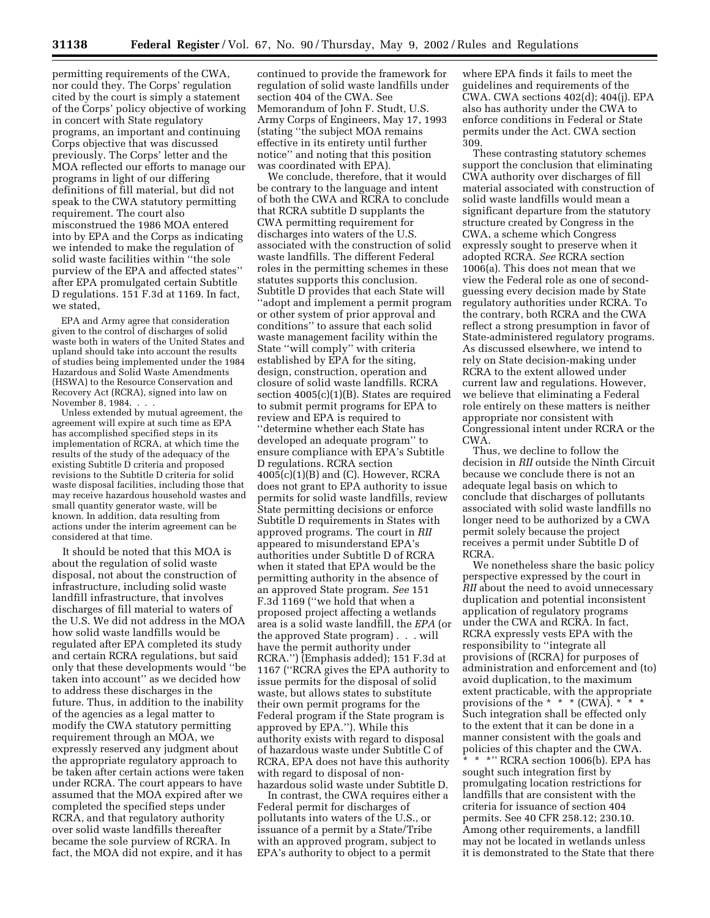permitting requirements of the CWA, nor could they. The Corps' regulation cited by the court is simply a statement of the Corps' policy objective of working in concert with State regulatory programs, an important and continuing Corps objective that was discussed previously. The Corps' letter and the MOA reflected our efforts to manage our programs in light of our differing definitions of fill material, but did not speak to the CWA statutory permitting requirement. The court also misconstrued the 1986 MOA entered into by EPA and the Corps as indicating we intended to make the regulation of solid waste facilities within ''the sole purview of the EPA and affected states'' after EPA promulgated certain Subtitle D regulations. 151 F.3d at 1169. In fact, we stated,

> EPA and Army agree that consideration given to the control of discharges of solid waste both in waters of the United States and upland should take into account the results of studies being implemented under the 1984 Hazardous and Solid Waste Amendments (HSWA) to the Resource Conservation and Recovery Act (RCRA), signed into law on November 8, 1984. . . .
>
> Unless extended by mutual agreement, the agreement will expire at such time as EPA has accomplished specified steps in its implementation of RCRA, at which time the results of the study of the adequacy of the existing Subtitle D criteria and proposed revisions to the Subtitle D criteria for solid waste disposal facilities, including those that may receive hazardous household wastes and small quantity generator waste, will be known. In addition, data resulting from actions under the interim agreement can be considered at that time.

It should be noted that this MOA is about the regulation of solid waste disposal, not about the construction of infrastructure, including solid waste landfill infrastructure, that involves discharges of fill material to waters of the U.S. We did not address in the MOA how solid waste landfills would be regulated after EPA completed its study and certain RCRA regulations, but said only that these developments would ''be taken into account'' as we decided how to address these discharges in the future. Thus, in addition to the inability of the agencies as a legal matter to modify the CWA statutory permitting requirement through an MOA, we expressly reserved any judgment about the appropriate regulatory approach to be taken after certain actions were taken under RCRA. The court appears to have assumed that the MOA expired after we completed the specified steps under RCRA, and that regulatory authority over solid waste landfills thereafter became the sole purview of RCRA. In fact, the MOA did not expire, and it has continued to provide the framework for regulation of solid waste landfills under section 404 of the CWA. See Memorandum of John F. Studt, U.S. Army Corps of Engineers, May 17, 1993 (stating ''the subject MOA remains effective in its entirety until further notice'' and noting that this position was coordinated with EPA).

We conclude, therefore, that it would be contrary to the language and intent of both the CWA and RCRA to conclude that RCRA subtitle D supplants the CWA permitting requirement for discharges into waters of the U.S. associated with the construction of solid waste landfills. The different Federal roles in the permitting schemes in these statutes supports this conclusion. Subtitle D provides that each State will ''adopt and implement a permit program or other system of prior approval and conditions'' to assure that each solid waste management facility within the State ''will comply'' with criteria established by EPA for the siting, design, construction, operation and closure of solid waste landfills. RCRA section 4005(c)(1)(B). States are required to submit permit programs for EPA to review and EPA is required to ''determine whether each State has developed an adequate program'' to ensure compliance with EPA's Subtitle D regulations. RCRA section 4005(c)(1)(B) and (C). However, RCRA does not grant to EPA authority to issue permits for solid waste landfills, review State permitting decisions or enforce Subtitle D requirements in States with approved programs. The court in *RII* appeared to misunderstand EPA's authorities under Subtitle D of RCRA when it stated that EPA would be the permitting authority in the absence of an approved State program. *See* 151 F.3d 1169 (''we hold that when a proposed project affecting a wetlands area is a solid waste landfill, the *EPA* (or the approved State program) . . . will have the permit authority under RCRA.'') (Emphasis added); 151 F.3d at 1167 (''RCRA gives the EPA authority to issue permits for the disposal of solid waste, but allows states to substitute their own permit programs for the Federal program if the State program is approved by EPA.''). While this authority exists with regard to disposal of hazardous waste under Subtitle C of RCRA, EPA does not have this authority with regard to disposal of non-hazardous solid waste under Subtitle D.

In contrast, the CWA requires either a Federal permit for discharges of pollutants into waters of the U.S., or issuance of a permit by a State/Tribe with an approved program, subject to EPA's authority to object to a permit where EPA finds it fails to meet the guidelines and requirements of the CWA. CWA sections 402(d); 404(j). EPA also has authority under the CWA to enforce conditions in Federal or State permits under the Act. CWA section 309.

These contrasting statutory schemes support the conclusion that eliminating CWA authority over discharges of fill material associated with construction of solid waste landfills would mean a significant departure from the statutory structure created by Congress in the CWA, a scheme which Congress expressly sought to preserve when it adopted RCRA. *See* RCRA section 1006(a). This does not mean that we view the Federal role as one of second-guessing every decision made by State regulatory authorities under RCRA. To the contrary, both RCRA and the CWA reflect a strong presumption in favor of State-administered regulatory programs. As discussed elsewhere, we intend to rely on State decision-making under RCRA to the extent allowed under current law and regulations. However, we believe that eliminating a Federal role entirely on these matters is neither appropriate nor consistent with Congressional intent under RCRA or the CWA.

Thus, we decline to follow the decision in *RII* outside the Ninth Circuit because we conclude there is not an adequate legal basis on which to conclude that discharges of pollutants associated with solid waste landfills no longer need to be authorized by a CWA permit solely because the project receives a permit under Subtitle D of RCRA.

We nonetheless share the basic policy perspective expressed by the court in *RII* about the need to avoid unnecessary duplication and potential inconsistent application of regulatory programs under the CWA and RCRA. In fact, RCRA expressly vests EPA with the responsibility to ''integrate all provisions of (RCRA) for purposes of administration and enforcement and (to) avoid duplication, to the maximum extent practicable, with the appropriate provisions of the * * * (CWA). * * * Such integration shall be effected only to the extent that it can be done in a manner consistent with the goals and policies of this chapter and the CWA. * * *'' RCRA section 1006(b). EPA has sought such integration first by promulgating location restrictions for landfills that are consistent with the criteria for issuance of section 404 permits. See 40 CFR 258.12; 230.10. Among other requirements, a landfill may not be located in wetlands unless it is demonstrated to the State that there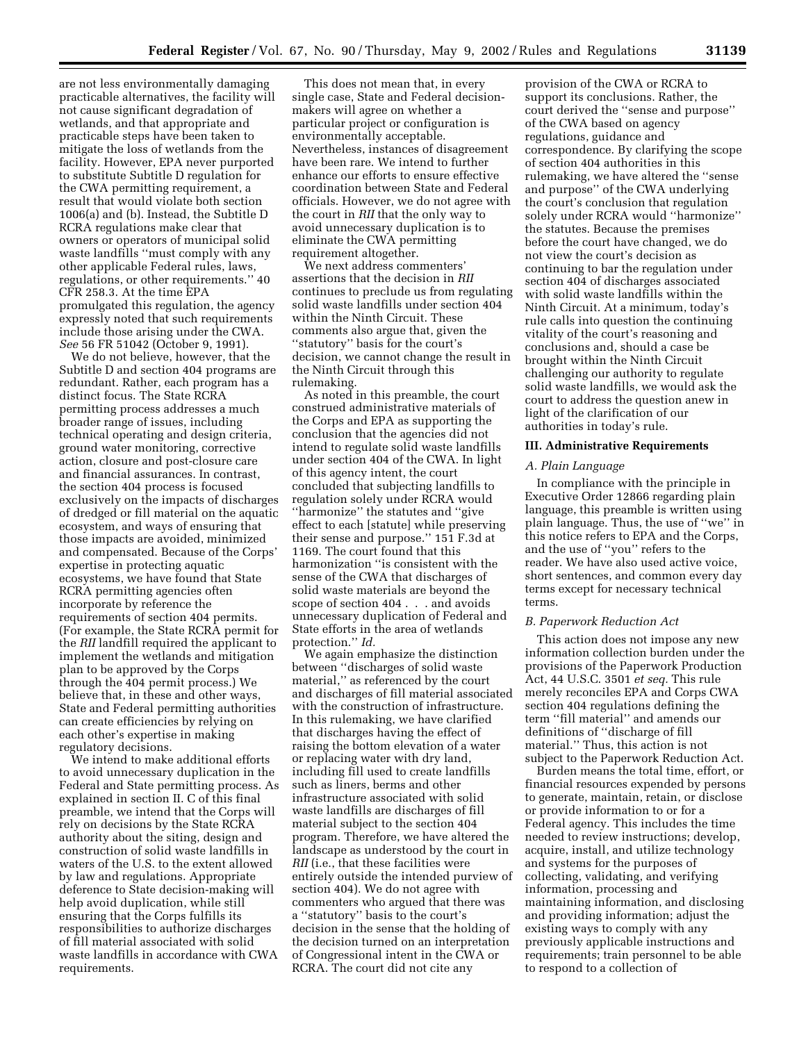are not less environmentally damaging practicable alternatives, the facility will not cause significant degradation of wetlands, and that appropriate and practicable steps have been taken to mitigate the loss of wetlands from the facility. However, EPA never purported to substitute Subtitle D regulation for the CWA permitting requirement, a result that would violate both section 1006(a) and (b). Instead, the Subtitle D RCRA regulations make clear that owners or operators of municipal solid waste landfills ''must comply with any other applicable Federal rules, laws, regulations, or other requirements.'' 40 CFR 258.3. At the time EPA promulgated this regulation, the agency expressly noted that such requirements include those arising under the CWA. *See* 56 FR 51042 (October 9, 1991).

We do not believe, however, that the Subtitle D and section 404 programs are redundant. Rather, each program has a distinct focus. The State RCRA permitting process addresses a much broader range of issues, including technical operating and design criteria, ground water monitoring, corrective action, closure and post-closure care and financial assurances. In contrast, the section 404 process is focused exclusively on the impacts of discharges of dredged or fill material on the aquatic ecosystem, and ways of ensuring that those impacts are avoided, minimized and compensated. Because of the Corps' expertise in protecting aquatic ecosystems, we have found that State RCRA permitting agencies often incorporate by reference the requirements of section 404 permits. (For example, the State RCRA permit for the *RII* landfill required the applicant to implement the wetlands and mitigation plan to be approved by the Corps through the 404 permit process.) We believe that, in these and other ways, State and Federal permitting authorities can create efficiencies by relying on each other's expertise in making regulatory decisions.

We intend to make additional efforts to avoid unnecessary duplication in the Federal and State permitting process. As explained in section II. C of this final preamble, we intend that the Corps will rely on decisions by the State RCRA authority about the siting, design and construction of solid waste landfills in waters of the U.S. to the extent allowed by law and regulations. Appropriate deference to State decision-making will help avoid duplication, while still ensuring that the Corps fulfills its responsibilities to authorize discharges of fill material associated with solid waste landfills in accordance with CWA requirements.

This does not mean that, in every single case, State and Federal decision-makers will agree on whether a particular project or configuration is environmentally acceptable. Nevertheless, instances of disagreement have been rare. We intend to further enhance our efforts to ensure effective coordination between State and Federal officials. However, we do not agree with the court in *RII* that the only way to avoid unnecessary duplication is to eliminate the CWA permitting requirement altogether.

We next address commenters' assertions that the decision in *RII* continues to preclude us from regulating solid waste landfills under section 404 within the Ninth Circuit. These comments also argue that, given the ''statutory'' basis for the court's decision, we cannot change the result in the Ninth Circuit through this rulemaking.

As noted in this preamble, the court construed administrative materials of the Corps and EPA as supporting the conclusion that the agencies did not intend to regulate solid waste landfills under section 404 of the CWA. In light of this agency intent, the court concluded that subjecting landfills to regulation solely under RCRA would ''harmonize'' the statutes and ''give effect to each [statute] while preserving their sense and purpose.'' 151 F.3d at 1169. The court found that this harmonization ''is consistent with the sense of the CWA that discharges of solid waste materials are beyond the scope of section 404 . . . and avoids unnecessary duplication of Federal and State efforts in the area of wetlands protection.'' *Id.*

We again emphasize the distinction between ''discharges of solid waste material,'' as referenced by the court and discharges of fill material associated with the construction of infrastructure. In this rulemaking, we have clarified that discharges having the effect of raising the bottom elevation of a water or replacing water with dry land, including fill used to create landfills such as liners, berms and other infrastructure associated with solid waste landfills are discharges of fill material subject to the section 404 program. Therefore, we have altered the landscape as understood by the court in *RII* (i.e., that these facilities were entirely outside the intended purview of section 404). We do not agree with commenters who argued that there was a ''statutory'' basis to the court's decision in the sense that the holding of the decision turned on an interpretation of Congressional intent in the CWA or RCRA. The court did not cite any provision of the CWA or RCRA to support its conclusions. Rather, the court derived the ''sense and purpose'' of the CWA based on agency regulations, guidance and correspondence. By clarifying the scope of section 404 authorities in this rulemaking, we have altered the ''sense and purpose'' of the CWA underlying the court's conclusion that regulation solely under RCRA would ''harmonize'' the statutes. Because the premises before the court have changed, we do not view the court's decision as continuing to bar the regulation under section 404 of discharges associated with solid waste landfills within the Ninth Circuit. At a minimum, today's rule calls into question the continuing vitality of the court's reasoning and conclusions and, should a case be brought within the Ninth Circuit challenging our authority to regulate solid waste landfills, we would ask the court to address the question anew in light of the clarification of our authorities in today's rule.

## III. Administrative Requirements

### *A. Plain Language*

In compliance with the principle in Executive Order 12866 regarding plain language, this preamble is written using plain language. Thus, the use of ''we'' in this notice refers to EPA and the Corps, and the use of ''you'' refers to the reader. We have also used active voice, short sentences, and common every day terms except for necessary technical terms.

### *B. Paperwork Reduction Act*

This action does not impose any new information collection burden under the provisions of the Paperwork Production Act, 44 U.S.C. 3501 *et seq.* This rule merely reconciles EPA and Corps CWA section 404 regulations defining the term ''fill material'' and amends our definitions of ''discharge of fill material.'' Thus, this action is not subject to the Paperwork Reduction Act.

Burden means the total time, effort, or financial resources expended by persons to generate, maintain, retain, or disclose or provide information to or for a Federal agency. This includes the time needed to review instructions; develop, acquire, install, and utilize technology and systems for the purposes of collecting, validating, and verifying information, processing and maintaining information, and disclosing and providing information; adjust the existing ways to comply with any previously applicable instructions and requirements; train personnel to be able to respond to a collection of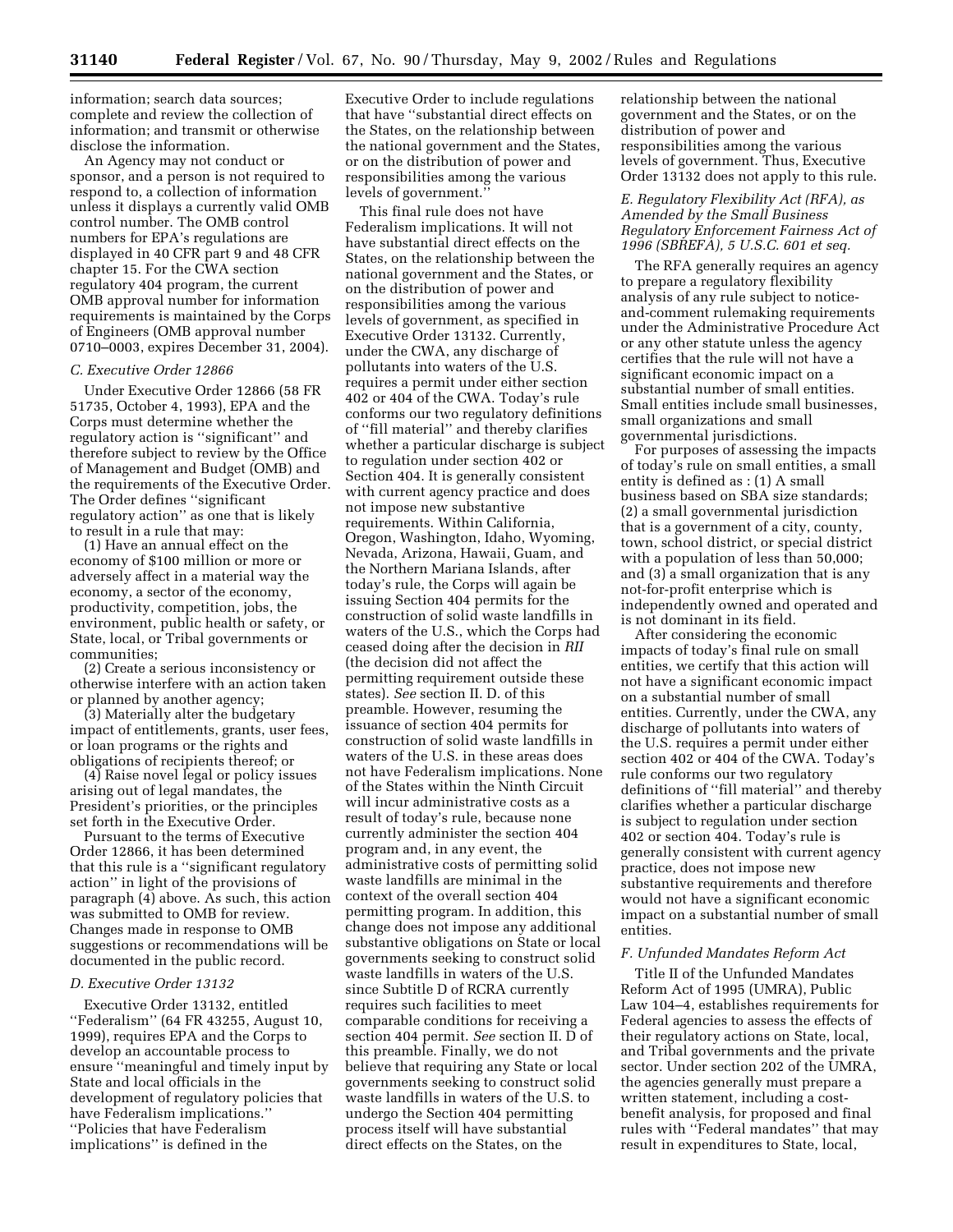information; search data sources; complete and review the collection of information; and transmit or otherwise disclose the information.

An Agency may not conduct or sponsor, and a person is not required to respond to, a collection of information unless it displays a currently valid OMB control number. The OMB control numbers for EPA's regulations are displayed in 40 CFR part 9 and 48 CFR chapter 15. For the CWA section regulatory 404 program, the current OMB approval number for information requirements is maintained by the Corps of Engineers (OMB approval number 0710–0003, expires December 31, 2004).

### *C. Executive Order 12866*

Under Executive Order 12866 (58 FR 51735, October 4, 1993), EPA and the Corps must determine whether the regulatory action is "significant" and therefore subject to review by the Office of Management and Budget (OMB) and the requirements of the Executive Order. The Order defines "significant regulatory action" as one that is likely to result in a rule that may:

(1) Have an annual effect on the economy of $100 million or more or adversely affect in a material way the economy, a sector of the economy, productivity, competition, jobs, the environment, public health or safety, or State, local, or Tribal governments or communities;

(2) Create a serious inconsistency or otherwise interfere with an action taken or planned by another agency;

(3) Materially alter the budgetary impact of entitlements, grants, user fees, or loan programs or the rights and obligations of recipients thereof; or

(4) Raise novel legal or policy issues arising out of legal mandates, the President's priorities, or the principles set forth in the Executive Order.

Pursuant to the terms of Executive Order 12866, it has been determined that this rule is a "significant regulatory action" in light of the provisions of paragraph (4) above. As such, this action was submitted to OMB for review. Changes made in response to OMB suggestions or recommendations will be documented in the public record.

### *D. Executive Order 13132*

Executive Order 13132, entitled "Federalism" (64 FR 43255, August 10, 1999), requires EPA and the Corps to develop an accountable process to ensure "meaningful and timely input by State and local officials in the development of regulatory policies that have Federalism implications." "Policies that have Federalism implications" is defined in the Executive Order to include regulations that have "substantial direct effects on the States, on the relationship between the national government and the States, or on the distribution of power and responsibilities among the various levels of government."

This final rule does not have Federalism implications. It will not have substantial direct effects on the States, on the relationship between the national government and the States, or on the distribution of power and responsibilities among the various levels of government, as specified in Executive Order 13132. Currently, under the CWA, any discharge of pollutants into waters of the U.S. requires a permit under either section 402 or 404 of the CWA. Today's rule conforms our two regulatory definitions of "fill material" and thereby clarifies whether a particular discharge is subject to regulation under section 402 or Section 404. It is generally consistent with current agency practice and does not impose new substantive requirements. Within California, Oregon, Washington, Idaho, Wyoming, Nevada, Arizona, Hawaii, Guam, and the Northern Mariana Islands, after today's rule, the Corps will again be issuing Section 404 permits for the construction of solid waste landfills in waters of the U.S., which the Corps had ceased doing after the decision in *RII* (the decision did not affect the permitting requirement outside these states). *See* section II. D. of this preamble. However, resuming the issuance of section 404 permits for construction of solid waste landfills in waters of the U.S. in these areas does not have Federalism implications. None of the States within the Ninth Circuit will incur administrative costs as a result of today's rule, because none currently administer the section 404 program and, in any event, the administrative costs of permitting solid waste landfills are minimal in the context of the overall section 404 permitting program. In addition, this change does not impose any additional substantive obligations on State or local governments seeking to construct solid waste landfills in waters of the U.S. since Subtitle D of RCRA currently requires such facilities to meet comparable conditions for receiving a section 404 permit. *See* section II. D of this preamble. Finally, we do not believe that requiring any State or local governments seeking to construct solid waste landfills in waters of the U.S. to undergo the Section 404 permitting process itself will have substantial direct effects on the States, on the relationship between the national government and the States, or on the distribution of power and responsibilities among the various levels of government. Thus, Executive Order 13132 does not apply to this rule.

### *E. Regulatory Flexibility Act (RFA), as Amended by the Small Business Regulatory Enforcement Fairness Act of 1996 (SBREFA), 5 U.S.C. 601 et seq.*

The RFA generally requires an agency to prepare a regulatory flexibility analysis of any rule subject to notice-and-comment rulemaking requirements under the Administrative Procedure Act or any other statute unless the agency certifies that the rule will not have a significant economic impact on a substantial number of small entities. Small entities include small businesses, small organizations and small governmental jurisdictions.

For purposes of assessing the impacts of today's rule on small entities, a small entity is defined as : (1) A small business based on SBA size standards; (2) a small governmental jurisdiction that is a government of a city, county, town, school district, or special district with a population of less than 50,000; and (3) a small organization that is any not-for-profit enterprise which is independently owned and operated and is not dominant in its field.

After considering the economic impacts of today's final rule on small entities, we certify that this action will not have a significant economic impact on a substantial number of small entities. Currently, under the CWA, any discharge of pollutants into waters of the U.S. requires a permit under either section 402 or 404 of the CWA. Today's rule conforms our two regulatory definitions of "fill material" and thereby clarifies whether a particular discharge is subject to regulation under section 402 or section 404. Today's rule is generally consistent with current agency practice, does not impose new substantive requirements and therefore would not have a significant economic impact on a substantial number of small entities.

### *F. Unfunded Mandates Reform Act*

Title II of the Unfunded Mandates Reform Act of 1995 (UMRA), Public Law 104–4, establishes requirements for Federal agencies to assess the effects of their regulatory actions on State, local, and Tribal governments and the private sector. Under section 202 of the UMRA, the agencies generally must prepare a written statement, including a cost-benefit analysis, for proposed and final rules with "Federal mandates" that may result in expenditures to State, local,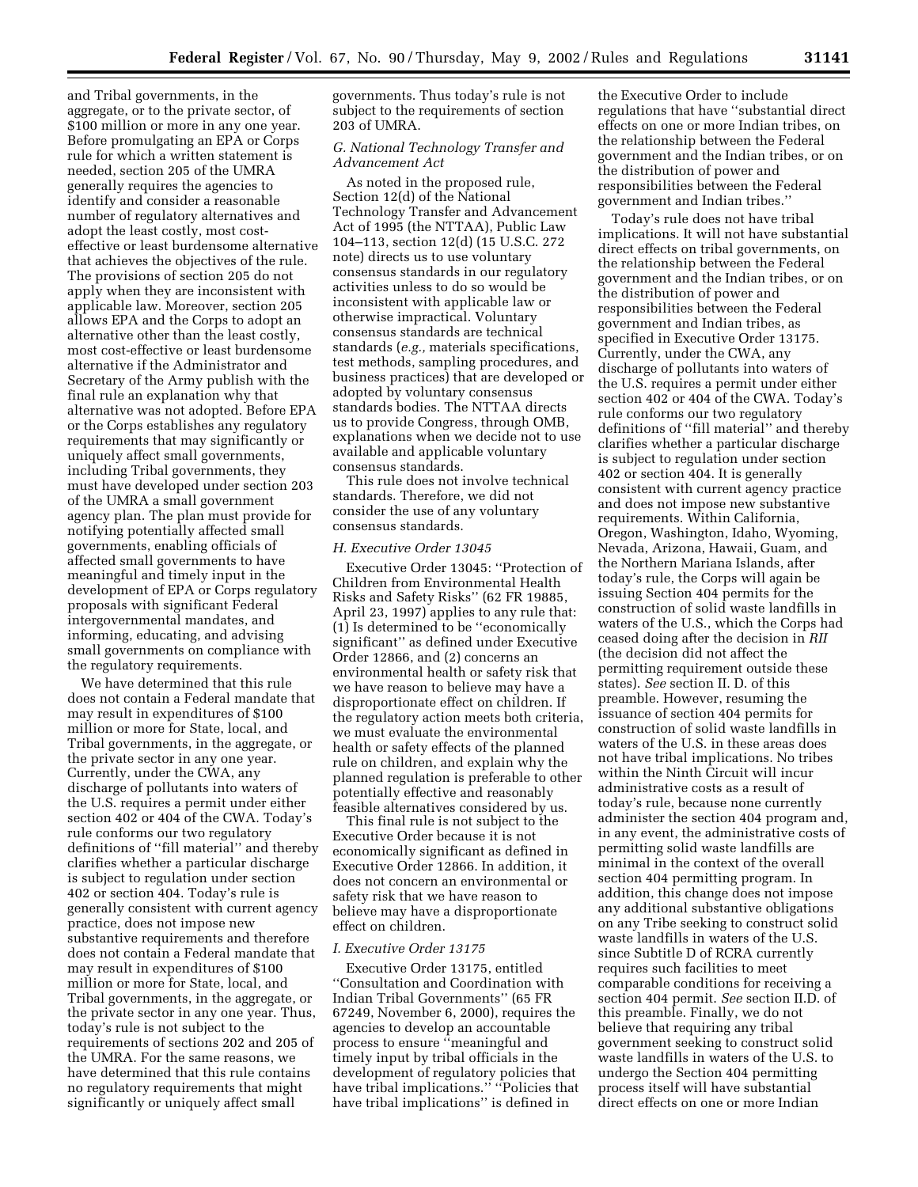and Tribal governments, in the aggregate, or to the private sector, of $100 million or more in any one year. Before promulgating an EPA or Corps rule for which a written statement is needed, section 205 of the UMRA generally requires the agencies to identify and consider a reasonable number of regulatory alternatives and adopt the least costly, most cost-effective or least burdensome alternative that achieves the objectives of the rule. The provisions of section 205 do not apply when they are inconsistent with applicable law. Moreover, section 205 allows EPA and the Corps to adopt an alternative other than the least costly, most cost-effective or least burdensome alternative if the Administrator and Secretary of the Army publish with the final rule an explanation why that alternative was not adopted. Before EPA or the Corps establishes any regulatory requirements that may significantly or uniquely affect small governments, including Tribal governments, they must have developed under section 203 of the UMRA a small government agency plan. The plan must provide for notifying potentially affected small governments, enabling officials of affected small governments to have meaningful and timely input in the development of EPA or Corps regulatory proposals with significant Federal intergovernmental mandates, and informing, educating, and advising small governments on compliance with the regulatory requirements.

We have determined that this rule does not contain a Federal mandate that may result in expenditures of $100 million or more for State, local, and Tribal governments, in the aggregate, or the private sector in any one year. Currently, under the CWA, any discharge of pollutants into waters of the U.S. requires a permit under either section 402 or 404 of the CWA. Today's rule conforms our two regulatory definitions of "fill material" and thereby clarifies whether a particular discharge is subject to regulation under section 402 or section 404. Today's rule is generally consistent with current agency practice, does not impose new substantive requirements and therefore does not contain a Federal mandate that may result in expenditures of $100 million or more for State, local, and Tribal governments, in the aggregate, or the private sector in any one year. Thus, today's rule is not subject to the requirements of sections 202 and 205 of the UMRA. For the same reasons, we have determined that this rule contains no regulatory requirements that might significantly or uniquely affect small governments. Thus today's rule is not subject to the requirements of section 203 of UMRA.

### G. National Technology Transfer and Advancement Act

As noted in the proposed rule, Section 12(d) of the National Technology Transfer and Advancement Act of 1995 (the NTTAA), Public Law 104–113, section 12(d) (15 U.S.C. 272 note) directs us to use voluntary consensus standards in our regulatory activities unless to do so would be inconsistent with applicable law or otherwise impractical. Voluntary consensus standards are technical standards (*e.g.,* materials specifications, test methods, sampling procedures, and business practices) that are developed or adopted by voluntary consensus standards bodies. The NTTAA directs us to provide Congress, through OMB, explanations when we decide not to use available and applicable voluntary consensus standards.

This rule does not involve technical standards. Therefore, we did not consider the use of any voluntary consensus standards.

### H. Executive Order 13045

Executive Order 13045: "Protection of Children from Environmental Health Risks and Safety Risks" (62 FR 19885, April 23, 1997) applies to any rule that: (1) Is determined to be "economically significant" as defined under Executive Order 12866, and (2) concerns an environmental health or safety risk that we have reason to believe may have a disproportionate effect on children. If the regulatory action meets both criteria, we must evaluate the environmental health or safety effects of the planned rule on children, and explain why the planned regulation is preferable to other potentially effective and reasonably feasible alternatives considered by us.

This final rule is not subject to the Executive Order because it is not economically significant as defined in Executive Order 12866. In addition, it does not concern an environmental or safety risk that we have reason to believe may have a disproportionate effect on children.

### I. Executive Order 13175

Executive Order 13175, entitled "Consultation and Coordination with Indian Tribal Governments" (65 FR 67249, November 6, 2000), requires the agencies to develop an accountable process to ensure "meaningful and timely input by tribal officials in the development of regulatory policies that have tribal implications." "Policies that have tribal implications" is defined in the Executive Order to include regulations that have "substantial direct effects on one or more Indian tribes, on the relationship between the Federal government and the Indian tribes, or on the distribution of power and responsibilities between the Federal government and Indian tribes."

Today's rule does not have tribal implications. It will not have substantial direct effects on tribal governments, on the relationship between the Federal government and the Indian tribes, or on the distribution of power and responsibilities between the Federal government and Indian tribes, as specified in Executive Order 13175. Currently, under the CWA, any discharge of pollutants into waters of the U.S. requires a permit under either section 402 or 404 of the CWA. Today's rule conforms our two regulatory definitions of "fill material" and thereby clarifies whether a particular discharge is subject to regulation under section 402 or section 404. It is generally consistent with current agency practice and does not impose new substantive requirements. Within California, Oregon, Washington, Idaho, Wyoming, Nevada, Arizona, Hawaii, Guam, and the Northern Mariana Islands, after today's rule, the Corps will again be issuing Section 404 permits for the construction of solid waste landfills in waters of the U.S., which the Corps had ceased doing after the decision in *RII* (the decision did not affect the permitting requirement outside these states). *See* section II. D. of this preamble. However, resuming the issuance of section 404 permits for construction of solid waste landfills in waters of the U.S. in these areas does not have tribal implications. No tribes within the Ninth Circuit will incur administrative costs as a result of today's rule, because none currently administer the section 404 program and, in any event, the administrative costs of permitting solid waste landfills are minimal in the context of the overall section 404 permitting program. In addition, this change does not impose any additional substantive obligations on any Tribe seeking to construct solid waste landfills in waters of the U.S. since Subtitle D of RCRA currently requires such facilities to meet comparable conditions for receiving a section 404 permit. *See* section II.D. of this preamble. Finally, we do not believe that requiring any tribal government seeking to construct solid waste landfills in waters of the U.S. to undergo the Section 404 permitting process itself will have substantial direct effects on one or more Indian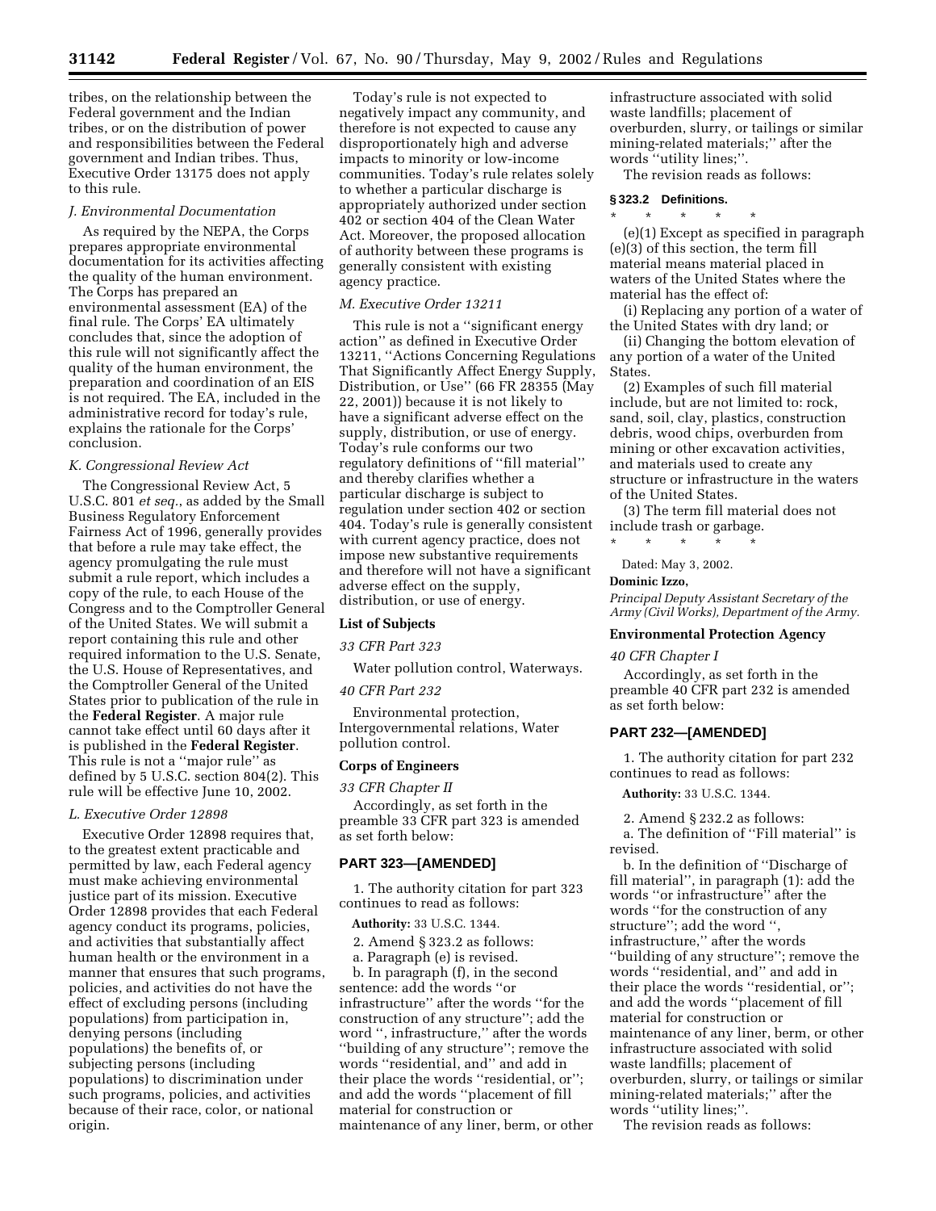tribes, on the relationship between the Federal government and the Indian tribes, or on the distribution of power and responsibilities between the Federal government and Indian tribes. Thus, Executive Order 13175 does not apply to this rule.

*J. Environmental Documentation*

As required by the NEPA, the Corps prepares appropriate environmental documentation for its activities affecting the quality of the human environment. The Corps has prepared an environmental assessment (EA) of the final rule. The Corps' EA ultimately concludes that, since the adoption of this rule will not significantly affect the quality of the human environment, the preparation and coordination of an EIS is not required. The EA, included in the administrative record for today's rule, explains the rationale for the Corps' conclusion.

*K. Congressional Review Act*

The Congressional Review Act, 5 U.S.C. 801 *et seq.*, as added by the Small Business Regulatory Enforcement Fairness Act of 1996, generally provides that before a rule may take effect, the agency promulgating the rule must submit a rule report, which includes a copy of the rule, to each House of the Congress and to the Comptroller General of the United States. We will submit a report containing this rule and other required information to the U.S. Senate, the U.S. House of Representatives, and the Comptroller General of the United States prior to publication of the rule in the **Federal Register**. A major rule cannot take effect until 60 days after it is published in the **Federal Register**. This rule is not a "major rule" as defined by 5 U.S.C. section 804(2). This rule will be effective June 10, 2002.

*L. Executive Order 12898*

Executive Order 12898 requires that, to the greatest extent practicable and permitted by law, each Federal agency must make achieving environmental justice part of its mission. Executive Order 12898 provides that each Federal agency conduct its programs, policies, and activities that substantially affect human health or the environment in a manner that ensures that such programs, policies, and activities do not have the effect of excluding persons (including populations) from participation in, denying persons (including populations) the benefits of, or subjecting persons (including populations) to discrimination under such programs, policies, and activities because of their race, color, or national origin.

Today's rule is not expected to negatively impact any community, and therefore is not expected to cause any disproportionately high and adverse impacts to minority or low-income communities. Today's rule relates solely to whether a particular discharge is appropriately authorized under section 402 or section 404 of the Clean Water Act. Moreover, the proposed allocation of authority between these programs is generally consistent with existing agency practice.

*M. Executive Order 13211*

This rule is not a "significant energy action" as defined in Executive Order 13211, "Actions Concerning Regulations That Significantly Affect Energy Supply, Distribution, or Use" (66 FR 28355 (May 22, 2001)) because it is not likely to have a significant adverse effect on the supply, distribution, or use of energy. Today's rule conforms our two regulatory definitions of "fill material" and thereby clarifies whether a particular discharge is subject to regulation under section 402 or section 404. Today's rule is generally consistent with current agency practice, does not impose new substantive requirements and therefore will not have a significant adverse effect on the supply, distribution, or use of energy.

**List of Subjects**

*33 CFR Part 323*

Water pollution control, Waterways.

*40 CFR Part 232*

Environmental protection, Intergovernmental relations, Water pollution control.

**Corps of Engineers**

*33 CFR Chapter II*

Accordingly, as set forth in the preamble 33 CFR part 323 is amended as set forth below:

## PART 323—[AMENDED]

1. The authority citation for part 323 continues to read as follows:

**Authority:** 33 U.S.C. 1344.

2. Amend § 323.2 as follows:

a. Paragraph (e) is revised.

b. In paragraph (f), in the second sentence: add the words "or infrastructure" after the words "for the construction of any structure"; add the word ", infrastructure," after the words "building of any structure"; remove the words "residential, and" and add in their place the words "residential, or"; and add the words "placement of fill material for construction or maintenance of any liner, berm, or other infrastructure associated with solid waste landfills; placement of overburden, slurry, or tailings or similar mining-related materials;" after the words "utility lines;".

The revision reads as follows:

**§ 323.2 Definitions.**

\* \* \* \* \*

(e)(1) Except as specified in paragraph (e)(3) of this section, the term fill material means material placed in waters of the United States where the material has the effect of:

(i) Replacing any portion of a water of the United States with dry land; or

(ii) Changing the bottom elevation of any portion of a water of the United States.

(2) Examples of such fill material include, but are not limited to: rock, sand, soil, clay, plastics, construction debris, wood chips, overburden from mining or other excavation activities, and materials used to create any structure or infrastructure in the waters of the United States.

(3) The term fill material does not include trash or garbage.

\* \* \* \* \*

Dated: May 3, 2002.

**Dominic Izzo,**

*Principal Deputy Assistant Secretary of the Army (Civil Works), Department of the Army.*

**Environmental Protection Agency**

*40 CFR Chapter I*

Accordingly, as set forth in the preamble 40 CFR part 232 is amended as set forth below:

## PART 232—[AMENDED]

1. The authority citation for part 232 continues to read as follows:

**Authority:** 33 U.S.C. 1344.

2. Amend § 232.2 as follows:

a. The definition of "Fill material" is revised.

b. In the definition of "Discharge of fill material", in paragraph (1): add the words "or infrastructure" after the words "for the construction of any structure"; add the word ", infrastructure," after the words "building of any structure"; remove the words "residential, and" and add in their place the words "residential, or"; and add the words "placement of fill material for construction or maintenance of any liner, berm, or other infrastructure associated with solid waste landfills; placement of overburden, slurry, or tailings or similar mining-related materials;" after the words "utility lines;".

The revision reads as follows: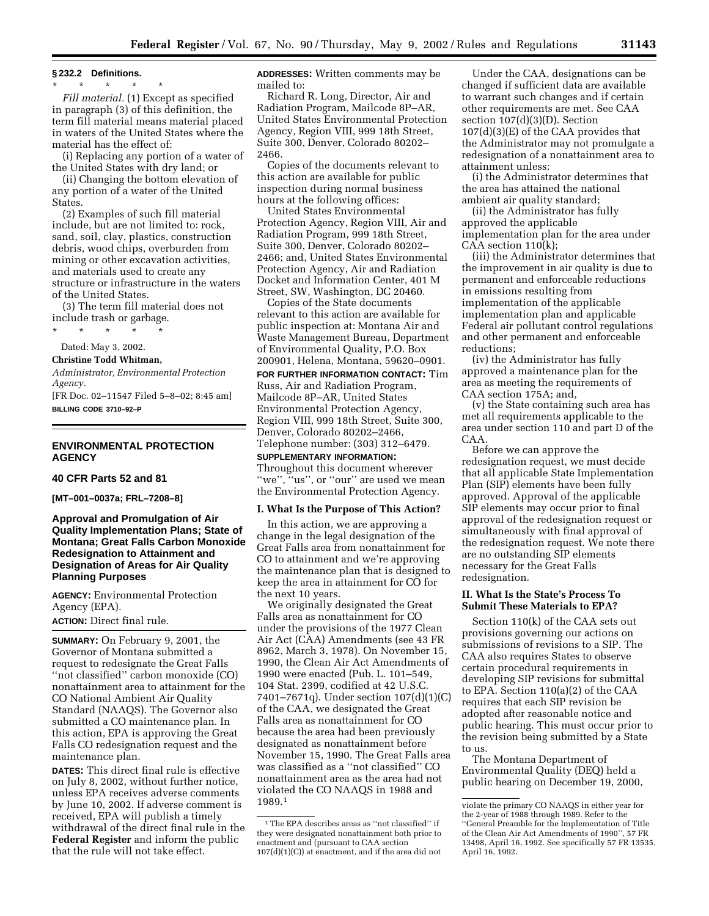## § 232.2 Definitions.

\* \* \* \* \*

*Fill material.* (1) Except as specified in paragraph (3) of this definition, the term fill material means material placed in waters of the United States where the material has the effect of:

(i) Replacing any portion of a water of the United States with dry land; or

(ii) Changing the bottom elevation of any portion of a water of the United States.

(2) Examples of such fill material include, but are not limited to: rock, sand, soil, clay, plastics, construction debris, wood chips, overburden from mining or other excavation activities, and materials used to create any structure or infrastructure in the waters of the United States.

(3) The term fill material does not include trash or garbage.

\* \* \* \* \*

Dated: May 3, 2002.

**Christine Todd Whitman,**

*Administrator, Environmental Protection Agency.*

[FR Doc. 02–11547 Filed 5–8–02; 8:45 am]

**BILLING CODE 3710–92–P**

## ENVIRONMENTAL PROTECTION AGENCY

### 40 CFR Parts 52 and 81

**[MT–001–0037a; FRL–7208–8]**

### Approval and Promulgation of Air Quality Implementation Plans; State of Montana; Great Falls Carbon Monoxide Redesignation to Attainment and Designation of Areas for Air Quality Planning Purposes

**AGENCY:** Environmental Protection Agency (EPA).

**ACTION:** Direct final rule.

**SUMMARY:** On February 9, 2001, the Governor of Montana submitted a request to redesignate the Great Falls "not classified" carbon monoxide (CO) nonattainment area to attainment for the CO National Ambient Air Quality Standard (NAAQS). The Governor also submitted a CO maintenance plan. In this action, EPA is approving the Great Falls CO redesignation request and the maintenance plan.

**DATES:** This direct final rule is effective on July 8, 2002, without further notice, unless EPA receives adverse comments by June 10, 2002. If adverse comment is received, EPA will publish a timely withdrawal of the direct final rule in the **Federal Register** and inform the public that the rule will not take effect.

**ADDRESSES:** Written comments may be mailed to:

Richard R. Long, Director, Air and Radiation Program, Mailcode 8P–AR, United States Environmental Protection Agency, Region VIII, 999 18th Street, Suite 300, Denver, Colorado 80202–2466.

Copies of the documents relevant to this action are available for public inspection during normal business hours at the following offices:

United States Environmental Protection Agency, Region VIII, Air and Radiation Program, 999 18th Street, Suite 300, Denver, Colorado 80202–2466; and, United States Environmental Protection Agency, Air and Radiation Docket and Information Center, 401 M Street, SW, Washington, DC 20460.

Copies of the State documents relevant to this action are available for public inspection at: Montana Air and Waste Management Bureau, Department of Environmental Quality, P.O. Box 200901, Helena, Montana, 59620–0901.

**FOR FURTHER INFORMATION CONTACT:** Tim Russ, Air and Radiation Program, Mailcode 8P–AR, United States Environmental Protection Agency, Region VIII, 999 18th Street, Suite 300, Denver, Colorado 80202–2466, Telephone number: (303) 312–6479.

**SUPPLEMENTARY INFORMATION:** Throughout this document wherever "we", "us", or "our" are used we mean the Environmental Protection Agency.

### I. What Is the Purpose of This Action?

In this action, we are approving a change in the legal designation of the Great Falls area from nonattainment for CO to attainment and we're approving the maintenance plan that is designed to keep the area in attainment for CO for the next 10 years.

We originally designated the Great Falls area as nonattainment for CO under the provisions of the 1977 Clean Air Act (CAA) Amendments (see 43 FR 8962, March 3, 1978). On November 15, 1990, the Clean Air Act Amendments of 1990 were enacted (Pub. L. 101–549, 104 Stat. 2399, codified at 42 U.S.C. 7401–7671q). Under section 107(d)(1)(C) of the CAA, we designated the Great Falls area as nonattainment for CO because the area had been previously designated as nonattainment before November 15, 1990. The Great Falls area was classified as a "not classified" CO nonattainment area as the area had not violated the CO NAAQS in 1988 and 1989.[1]

Under the CAA, designations can be changed if sufficient data are available to warrant such changes and if certain other requirements are met. See CAA section 107(d)(3)(D). Section 107(d)(3)(E) of the CAA provides that the Administrator may not promulgate a redesignation of a nonattainment area to attainment unless:

(i) the Administrator determines that the area has attained the national ambient air quality standard;

(ii) the Administrator has fully approved the applicable implementation plan for the area under CAA section 110(k);

(iii) the Administrator determines that the improvement in air quality is due to permanent and enforceable reductions in emissions resulting from implementation of the applicable implementation plan and applicable Federal air pollutant control regulations and other permanent and enforceable reductions;

(iv) the Administrator has fully approved a maintenance plan for the area as meeting the requirements of CAA section 175A; and,

(v) the State containing such area has met all requirements applicable to the area under section 110 and part D of the CAA.

Before we can approve the redesignation request, we must decide that all applicable State Implementation Plan (SIP) elements have been fully approved. Approval of the applicable SIP elements may occur prior to final approval of the redesignation request or simultaneously with final approval of the redesignation request. We note there are no outstanding SIP elements necessary for the Great Falls redesignation.

### II. What Is the State's Process To Submit These Materials to EPA?

Section 110(k) of the CAA sets out provisions governing our actions on submissions of revisions to a SIP. The CAA also requires States to observe certain procedural requirements in developing SIP revisions for submittal to EPA. Section 110(a)(2) of the CAA requires that each SIP revision be adopted after reasonable notice and public hearing. This must occur prior to the revision being submitted by a State to us.

The Montana Department of Environmental Quality (DEQ) held a public hearing on December 19, 2000,

[1] The EPA describes areas as "not classified" if they were designated nonattainment both prior to enactment and (pursuant to CAA section 107(d)(1)(C)) at enactment, and if the area did not violate the primary CO NAAQS in either year for the 2-year of 1988 through 1989. Refer to the "General Preamble for the Implementation of Title of the Clean Air Act Amendments of 1990", 57 FR 13498, April 16, 1992. See specifically 57 FR 13535, April 16, 1992.